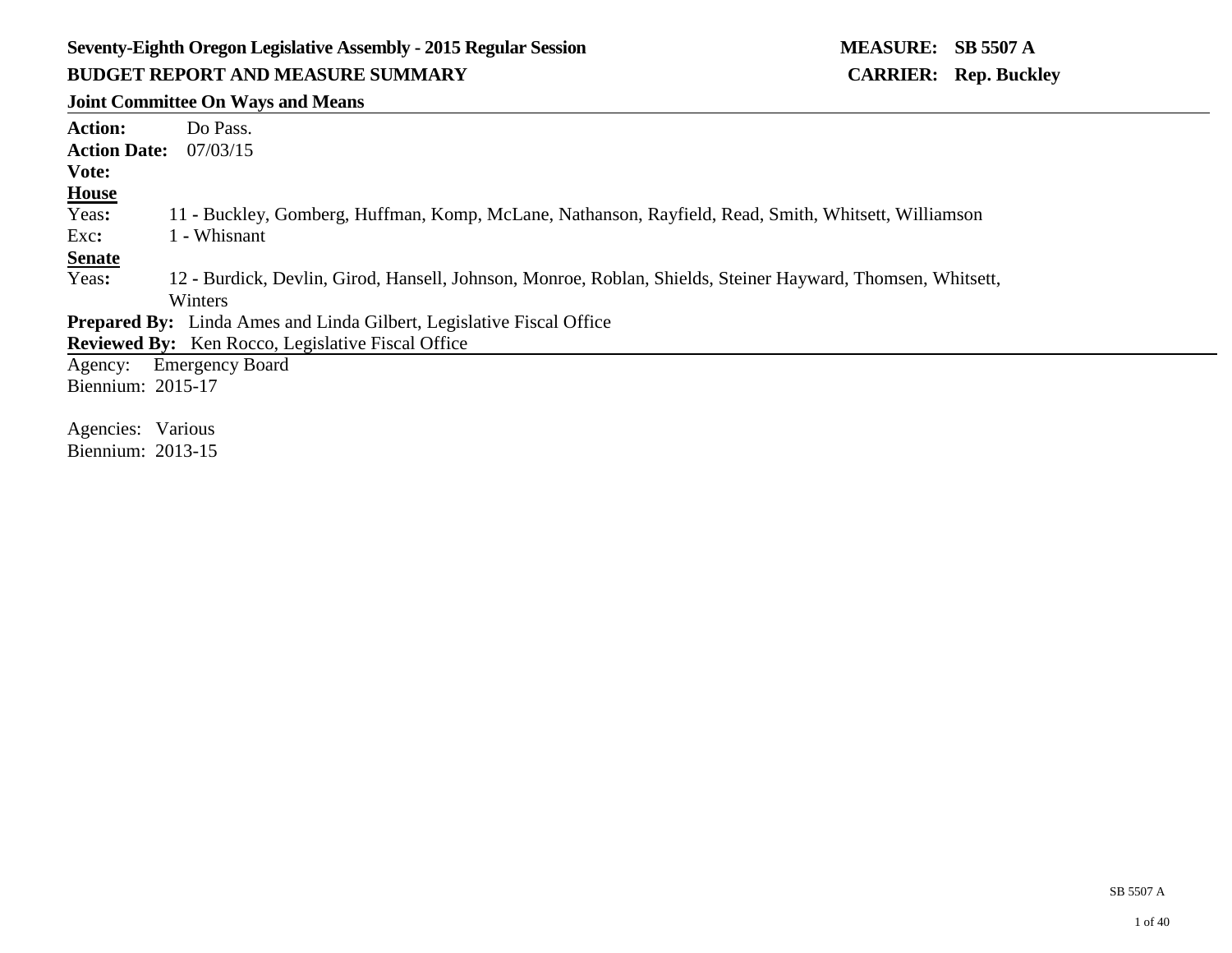**Seventy-Eighth Oregon Legislative Assembly - 2015 Regular Session** **MEASURE: SB 5507 A**

**BUDGET REPORT AND MEASURE SUMMARY** **CARRIER: Rep. Buckley**

**Joint Committee On Ways and Means**

---

**Action:** Do Pass.
**Action Date:** 07/03/15
**Vote:**

**House**

Yeas: 11 - Buckley, Gomberg, Huffman, Komp, McLane, Nathanson, Rayfield, Read, Smith, Whitsett, Williamson
Exc: 1 - Whisnant

**Senate**

Yeas: 12 - Burdick, Devlin, Girod, Hansell, Johnson, Monroe, Roblan, Shields, Steiner Hayward, Thomsen, Whitsett, Winters

**Prepared By:** Linda Ames and Linda Gilbert, Legislative Fiscal Office
**Reviewed By:** Ken Rocco, Legislative Fiscal Office

---

Agency: Emergency Board
Biennium: 2015-17

Agencies: Various
Biennium: 2013-15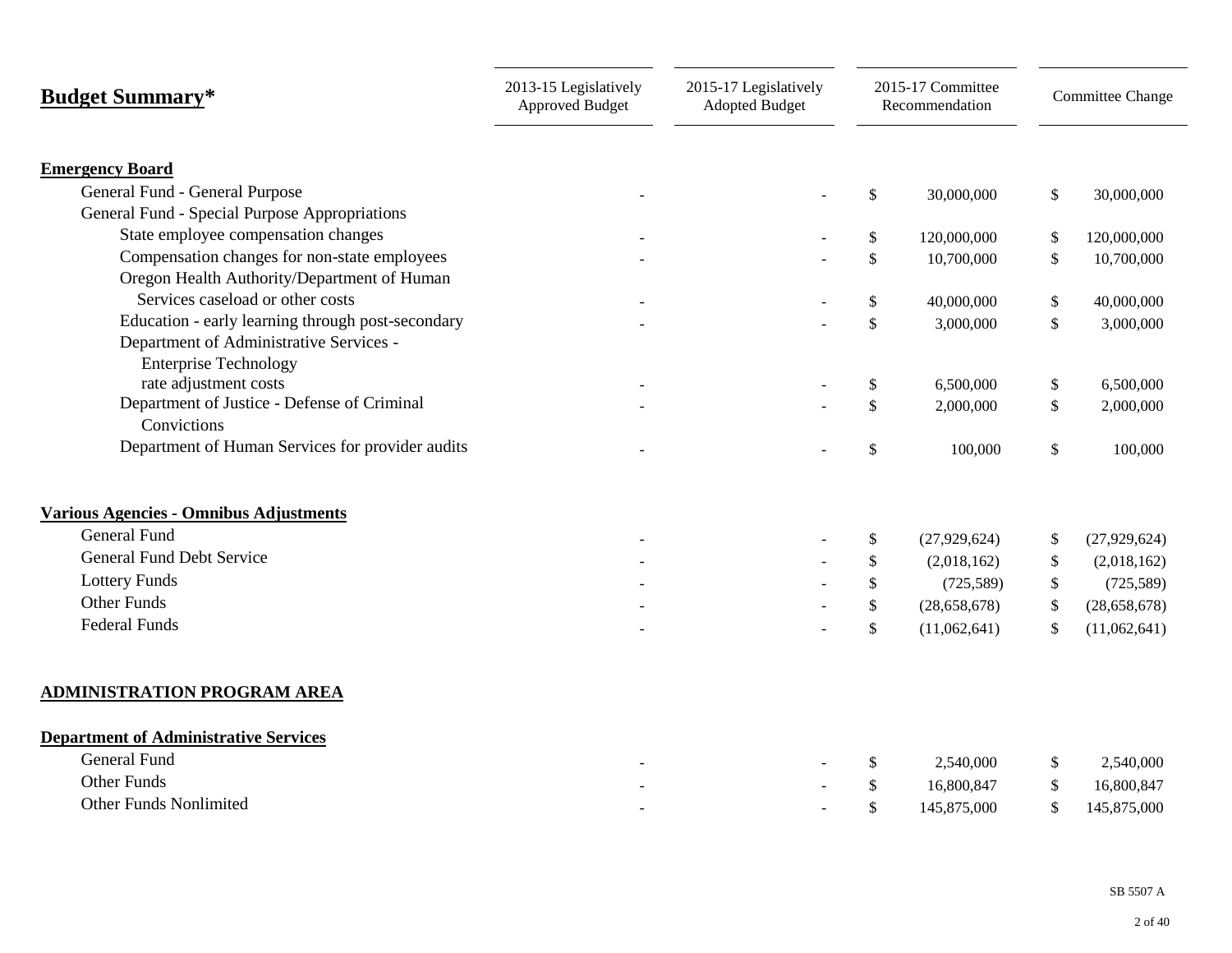| **Budget Summary*** | 2013-15 Legislatively Approved Budget | 2015-17 Legislatively Adopted Budget | 2015-17 Committee Recommendation | Committee Change |
|---|---|---|---|---|
| **Emergency Board** | | | | |
| General Fund - General Purpose | - | - | $ 30,000,000 | $ 30,000,000 |
| General Fund - Special Purpose Appropriations | | | | |
| State employee compensation changes | - | - | $ 120,000,000 | $ 120,000,000 |
| Compensation changes for non-state employees | - | - | $ 10,700,000 | $ 10,700,000 |
| Oregon Health Authority/Department of Human Services caseload or other costs | - | - | $ 40,000,000 | $ 40,000,000 |
| Education - early learning through post-secondary | - | - | $ 3,000,000 | $ 3,000,000 |
| Department of Administrative Services - Enterprise Technology rate adjustment costs | - | - | $ 6,500,000 | $ 6,500,000 |
| Department of Justice - Defense of Criminal Convictions | - | - | $ 2,000,000 | $ 2,000,000 |
| Department of Human Services for provider audits | - | - | $ 100,000 | $ 100,000 |
| **Various Agencies - Omnibus Adjustments** | | | | |
| General Fund | - | - | $ (27,929,624) | $ (27,929,624) |
| General Fund Debt Service | - | - | $ (2,018,162) | $ (2,018,162) |
| Lottery Funds | - | - | $ (725,589) | $ (725,589) |
| Other Funds | - | - | $ (28,658,678) | $ (28,658,678) |
| Federal Funds | - | - | $ (11,062,641) | $ (11,062,641) |
| **ADMINISTRATION PROGRAM AREA** | | | | |
| **Department of Administrative Services** | | | | |
| General Fund | - | - | $ 2,540,000 | $ 2,540,000 |
| Other Funds | - | - | $ 16,800,847 | $ 16,800,847 |
| Other Funds Nonlimited | - | - | $ 145,875,000 | $ 145,875,000 |

SB 5507 A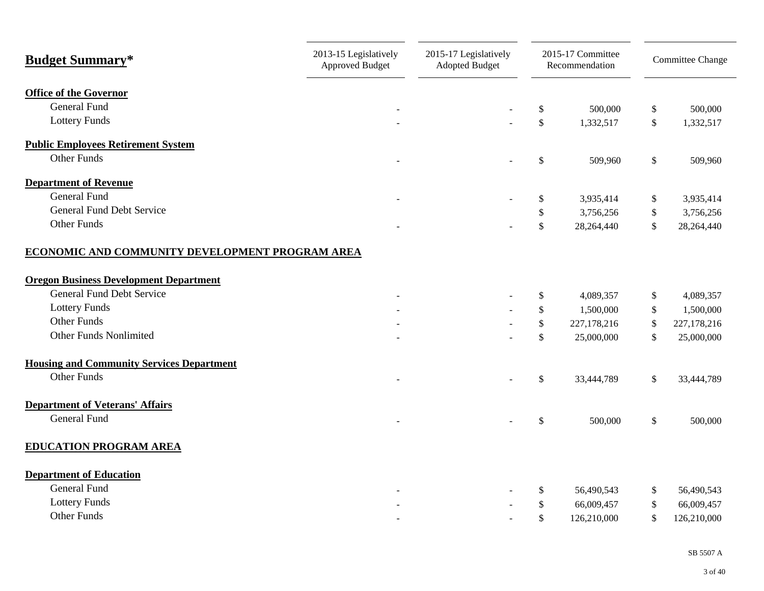| **Budget Summary*** | 2013-15 Legislatively Approved Budget | 2015-17 Legislatively Adopted Budget | 2015-17 Committee Recommendation | Committee Change |
|---|---|---|---|---|
| **Office of the Governor** | | | | |
| General Fund | - | - | $ 500,000 | $ 500,000 |
| Lottery Funds | - | - | $ 1,332,517 | $ 1,332,517 |
| **Public Employees Retirement System** | | | | |
| Other Funds | - | - | $ 509,960 | $ 509,960 |
| **Department of Revenue** | | | | |
| General Fund | - | - | $ 3,935,414 | $ 3,935,414 |
| General Fund Debt Service | | | $ 3,756,256 | $ 3,756,256 |
| Other Funds | - | - | $ 28,264,440 | $ 28,264,440 |
| **ECONOMIC AND COMMUNITY DEVELOPMENT PROGRAM AREA** | | | | |
| **Oregon Business Development Department** | | | | |
| General Fund Debt Service | - | - | $ 4,089,357 | $ 4,089,357 |
| Lottery Funds | - | - | $ 1,500,000 | $ 1,500,000 |
| Other Funds | - | - | $ 227,178,216 | $ 227,178,216 |
| Other Funds Nonlimited | - | - | $ 25,000,000 | $ 25,000,000 |
| **Housing and Community Services Department** | | | | |
| Other Funds | - | - | $ 33,444,789 | $ 33,444,789 |
| **Department of Veterans' Affairs** | | | | |
| General Fund | - | - | $ 500,000 | $ 500,000 |
| **EDUCATION PROGRAM AREA** | | | | |
| **Department of Education** | | | | |
| General Fund | - | - | $ 56,490,543 | $ 56,490,543 |
| Lottery Funds | - | - | $ 66,009,457 | $ 66,009,457 |
| Other Funds | - | - | $ 126,210,000 | $ 126,210,000 |

SB 5507 A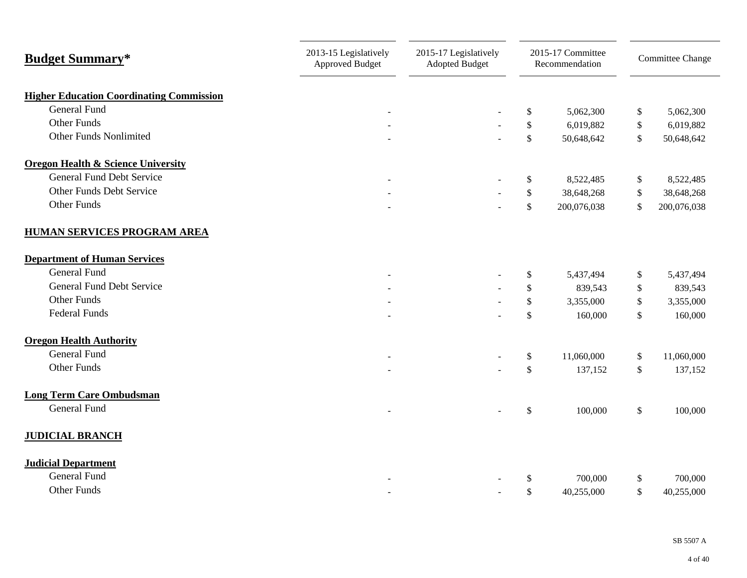| Budget Summary* | 2013-15 Legislatively Approved Budget | 2015-17 Legislatively Adopted Budget | 2015-17 Committee Recommendation | Committee Change |
|---|---|---|---|---|
| **Higher Education Coordinating Commission** | | | | |
| General Fund | - | - | $ 5,062,300 | $ 5,062,300 |
| Other Funds | - | - | $ 6,019,882 | $ 6,019,882 |
| Other Funds Nonlimited | - | - | $ 50,648,642 | $ 50,648,642 |
| **Oregon Health & Science University** | | | | |
| General Fund Debt Service | - | - | $ 8,522,485 | $ 8,522,485 |
| Other Funds Debt Service | - | - | $ 38,648,268 | $ 38,648,268 |
| Other Funds | - | - | $ 200,076,038 | $ 200,076,038 |
| **HUMAN SERVICES PROGRAM AREA** | | | | |
| **Department of Human Services** | | | | |
| General Fund | - | - | $ 5,437,494 | $ 5,437,494 |
| General Fund Debt Service | - | - | $ 839,543 | $ 839,543 |
| Other Funds | - | - | $ 3,355,000 | $ 3,355,000 |
| Federal Funds | - | - | $ 160,000 | $ 160,000 |
| **Oregon Health Authority** | | | | |
| General Fund | - | - | $ 11,060,000 | $ 11,060,000 |
| Other Funds | - | - | $ 137,152 | $ 137,152 |
| **Long Term Care Ombudsman** | | | | |
| General Fund | - | - | $ 100,000 | $ 100,000 |
| **JUDICIAL BRANCH** | | | | |
| **Judicial Department** | | | | |
| General Fund | - | - | $ 700,000 | $ 700,000 |
| Other Funds | - | - | $ 40,255,000 | $ 40,255,000 |

SB 5507 A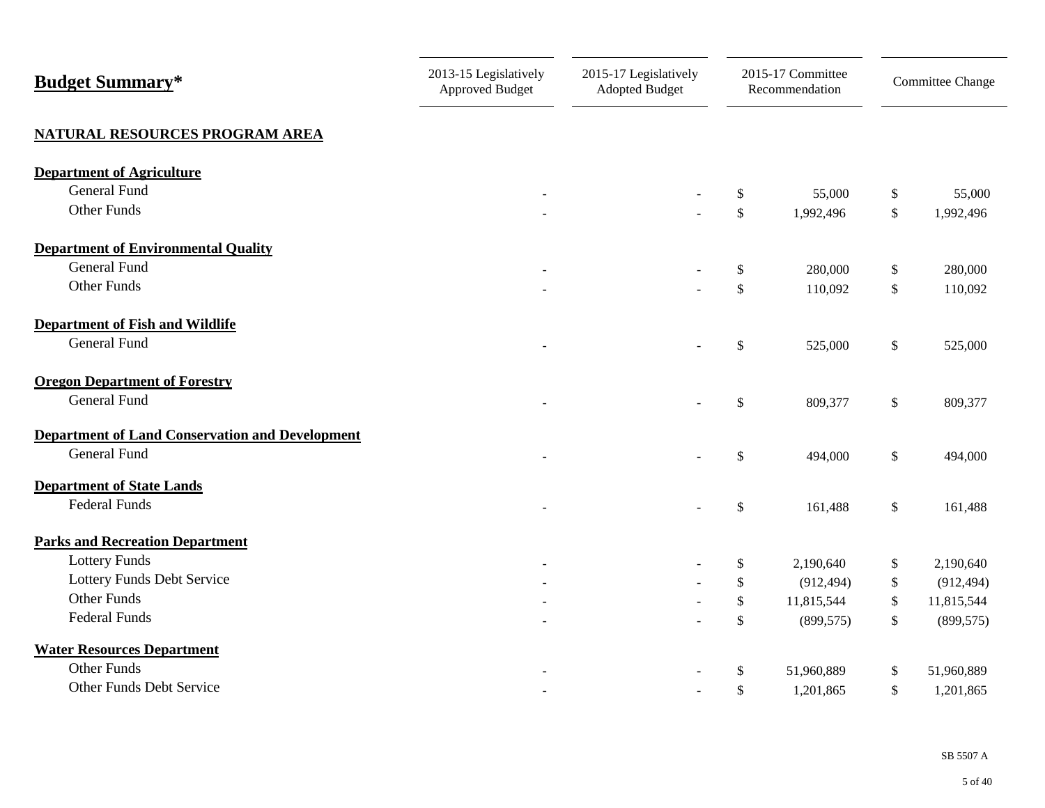| Budget Summary* | 2013-15 Legislatively Approved Budget | 2015-17 Legislatively Adopted Budget | 2015-17 Committee Recommendation | Committee Change |
|---|---|---|---|---|
| **NATURAL RESOURCES PROGRAM AREA** | | | | |
| **Department of Agriculture** | | | | |
| General Fund | - | - | $ 55,000 | $ 55,000 |
| Other Funds | - | - | $ 1,992,496 | $ 1,992,496 |
| **Department of Environmental Quality** | | | | |
| General Fund | - | - | $ 280,000 | $ 280,000 |
| Other Funds | - | - | $ 110,092 | $ 110,092 |
| **Department of Fish and Wildlife** | | | | |
| General Fund | - | - | $ 525,000 | $ 525,000 |
| **Oregon Department of Forestry** | | | | |
| General Fund | - | - | $ 809,377 | $ 809,377 |
| **Department of Land Conservation and Development** | | | | |
| General Fund | - | - | $ 494,000 | $ 494,000 |
| **Department of State Lands** | | | | |
| Federal Funds | - | - | $ 161,488 | $ 161,488 |
| **Parks and Recreation Department** | | | | |
| Lottery Funds | - | - | $ 2,190,640 | $ 2,190,640 |
| Lottery Funds Debt Service | - | - | $ (912,494) | $ (912,494) |
| Other Funds | - | - | $ 11,815,544 | $ 11,815,544 |
| Federal Funds | - | - | $ (899,575) | $ (899,575) |
| **Water Resources Department** | | | | |
| Other Funds | - | - | $ 51,960,889 | $ 51,960,889 |
| Other Funds Debt Service | - | - | $ 1,201,865 | $ 1,201,865 |

SB 5507 A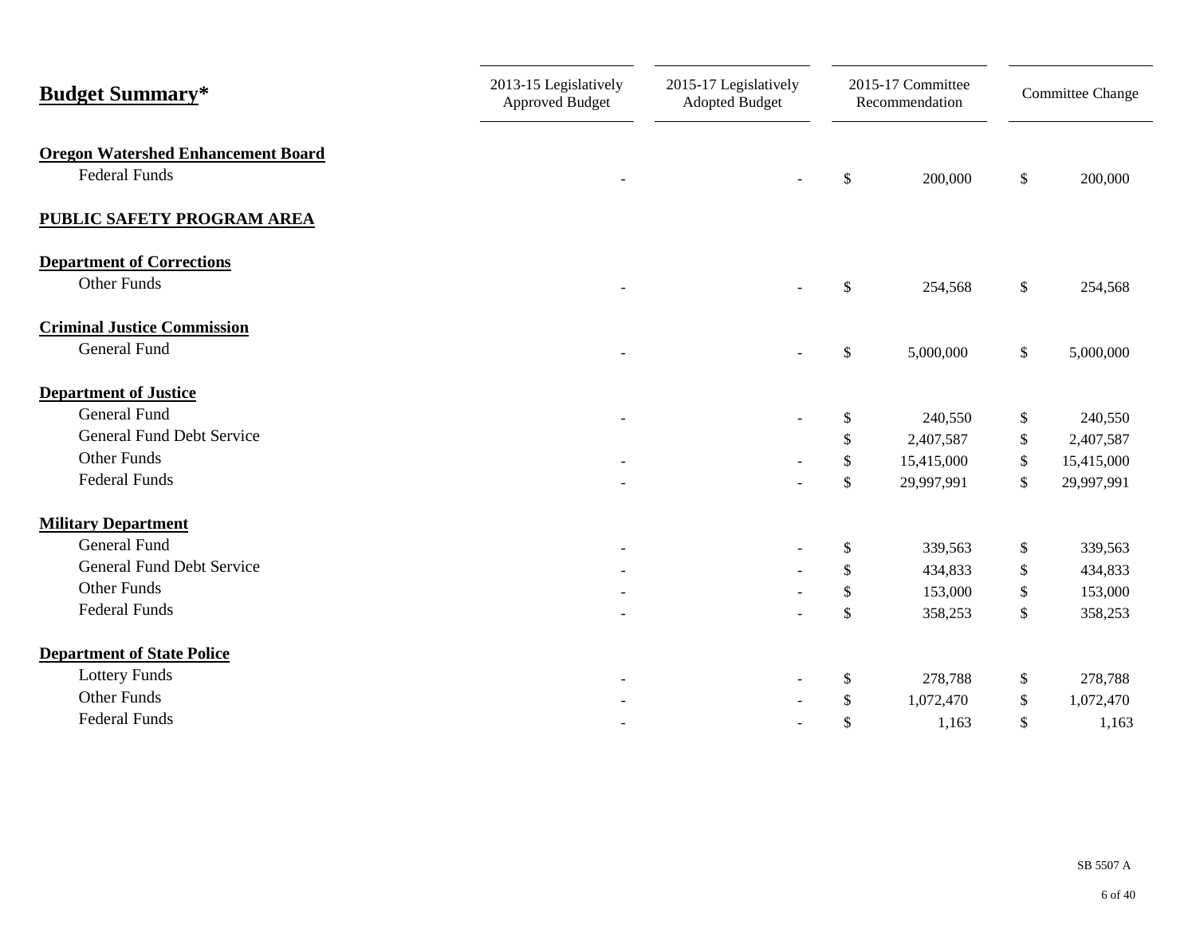| **Budget Summary*** | 2013-15 Legislatively Approved Budget | 2015-17 Legislatively Adopted Budget | 2015-17 Committee Recommendation | Committee Change |
|---|---|---|---|---|
| **Oregon Watershed Enhancement Board** | | | | |
| Federal Funds | - | - | $ 200,000 | $ 200,000 |
| **PUBLIC SAFETY PROGRAM AREA** | | | | |
| **Department of Corrections** | | | | |
| Other Funds | - | - | $ 254,568 | $ 254,568 |
| **Criminal Justice Commission** | | | | |
| General Fund | - | - | $ 5,000,000 | $ 5,000,000 |
| **Department of Justice** | | | | |
| General Fund | - | - | $ 240,550 | $ 240,550 |
| General Fund Debt Service | | | $ 2,407,587 | $ 2,407,587 |
| Other Funds | - | - | $ 15,415,000 | $ 15,415,000 |
| Federal Funds | - | - | $ 29,997,991 | $ 29,997,991 |
| **Military Department** | | | | |
| General Fund | - | - | $ 339,563 | $ 339,563 |
| General Fund Debt Service | - | - | $ 434,833 | $ 434,833 |
| Other Funds | - | - | $ 153,000 | $ 153,000 |
| Federal Funds | - | - | $ 358,253 | $ 358,253 |
| **Department of State Police** | | | | |
| Lottery Funds | - | - | $ 278,788 | $ 278,788 |
| Other Funds | - | - | $ 1,072,470 | $ 1,072,470 |
| Federal Funds | - | - | $ 1,163 | $ 1,163 |

SB 5507 A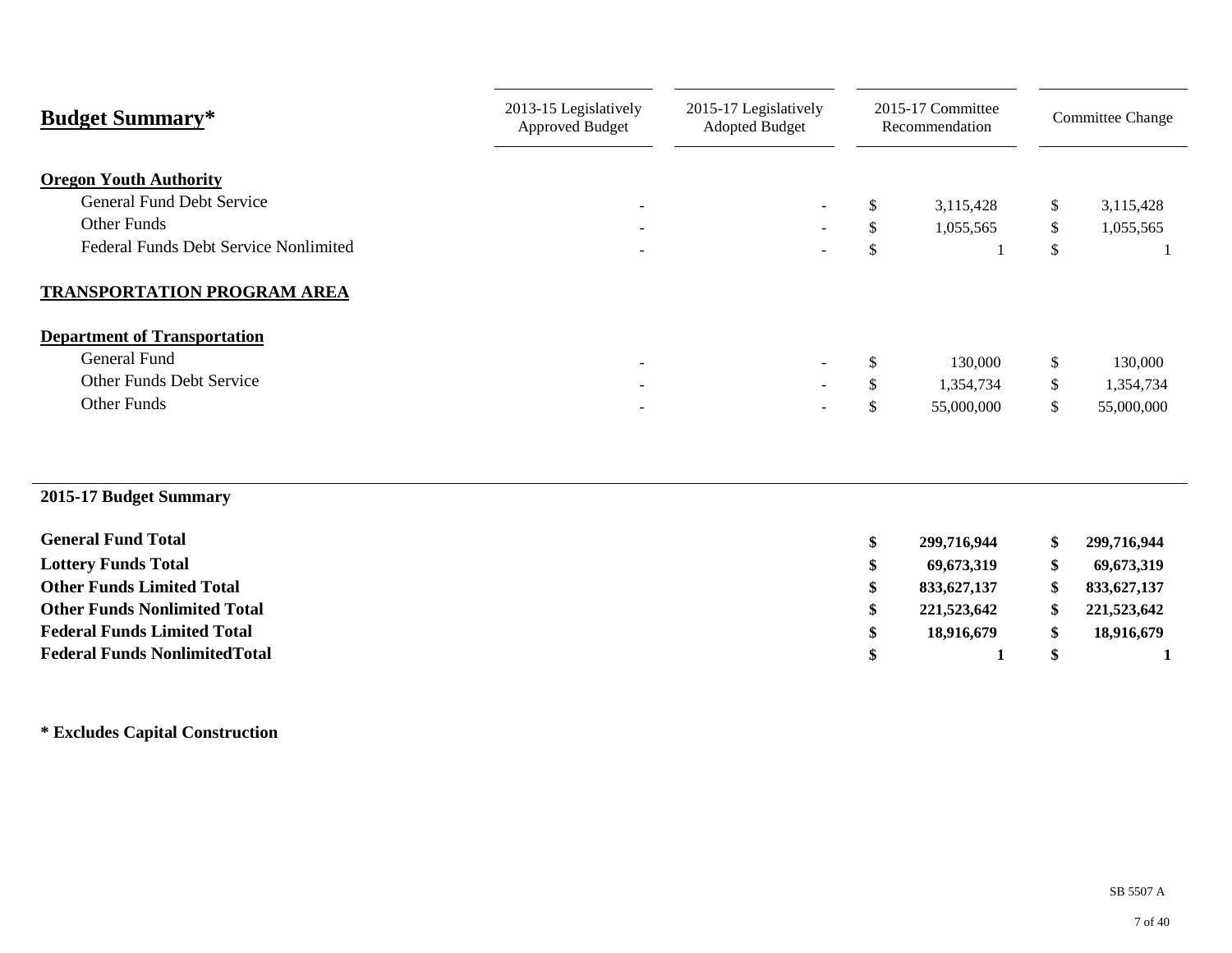| **Budget Summary*** | 2013-15 Legislatively Approved Budget | 2015-17 Legislatively Adopted Budget | 2015-17 Committee Recommendation | Committee Change |
|---|---|---|---|---|
| **Oregon Youth Authority** | | | | |
| General Fund Debt Service | - | - | $ 3,115,428 | $ 3,115,428 |
| Other Funds | - | - | $ 1,055,565 | $ 1,055,565 |
| Federal Funds Debt Service Nonlimited | - | - | $ 1 | $ 1 |
| **TRANSPORTATION PROGRAM AREA** | | | | |
| **Department of Transportation** | | | | |
| General Fund | - | - | $ 130,000 | $ 130,000 |
| Other Funds Debt Service | - | - | $ 1,354,734 | $ 1,354,734 |
| Other Funds | - | - | $ 55,000,000 | $ 55,000,000 |

**2015-17 Budget Summary**

| | | | | |
|---|---|---|---|---|
| **General Fund Total** | | | **$ 299,716,944** | **$ 299,716,944** |
| **Lottery Funds Total** | | | **$ 69,673,319** | **$ 69,673,319** |
| **Other Funds Limited Total** | | | **$ 833,627,137** | **$ 833,627,137** |
| **Other Funds Nonlimited Total** | | | **$ 221,523,642** | **$ 221,523,642** |
| **Federal Funds Limited Total** | | | **$ 18,916,679** | **$ 18,916,679** |
| **Federal Funds NonlimitedTotal** | | | **$ 1** | **$ 1** |

**\* Excludes Capital Construction**

SB 5507 A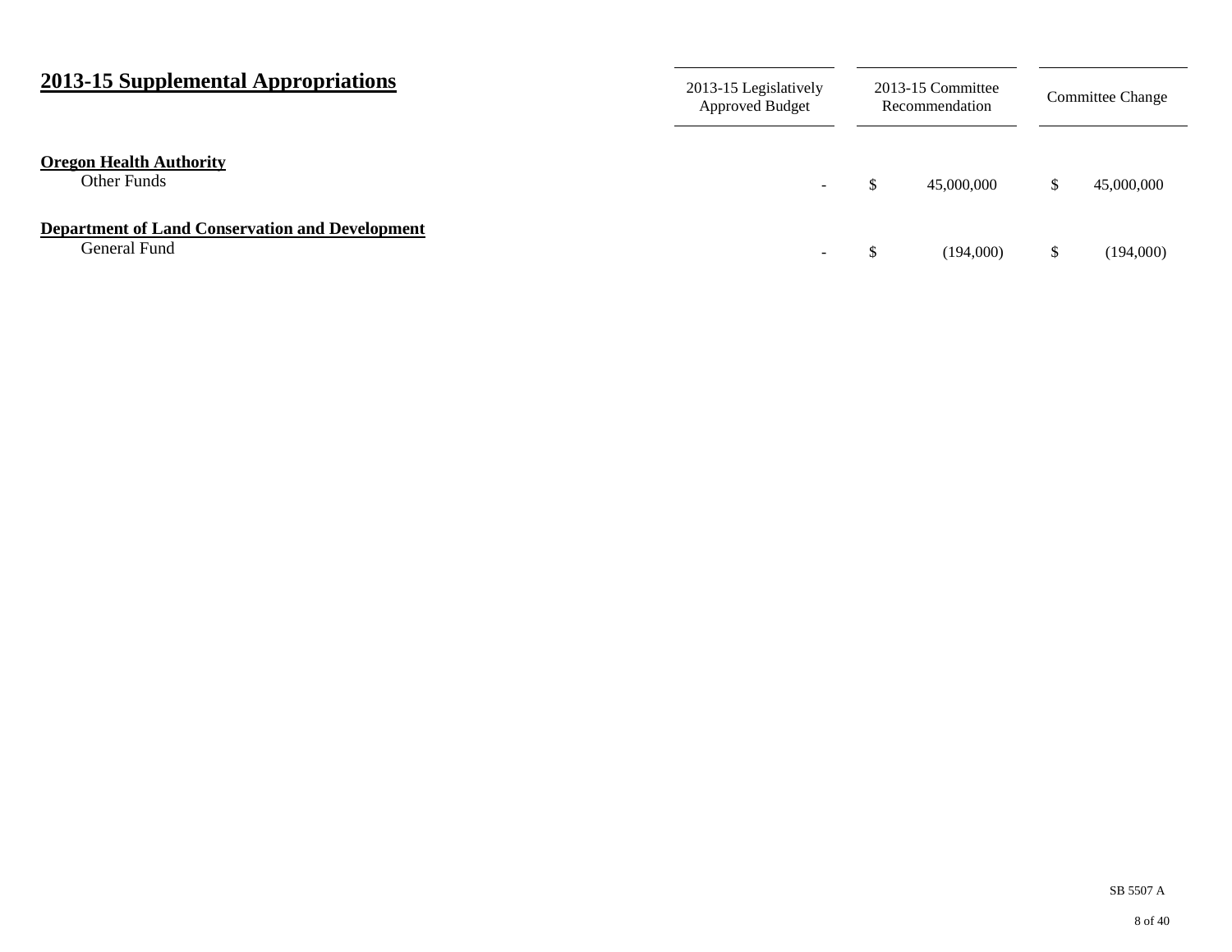## 2013-15 Supplemental Appropriations

| | 2013-15 Legislatively Approved Budget | 2013-15 Committee Recommendation | Committee Change |
|---|---|---|---|
| **Oregon Health Authority** | | | |
| Other Funds | - | $ 45,000,000 | $ 45,000,000 |
| **Department of Land Conservation and Development** | | | |
| General Fund | - | $ (194,000) | $ (194,000) |

SB 5507 A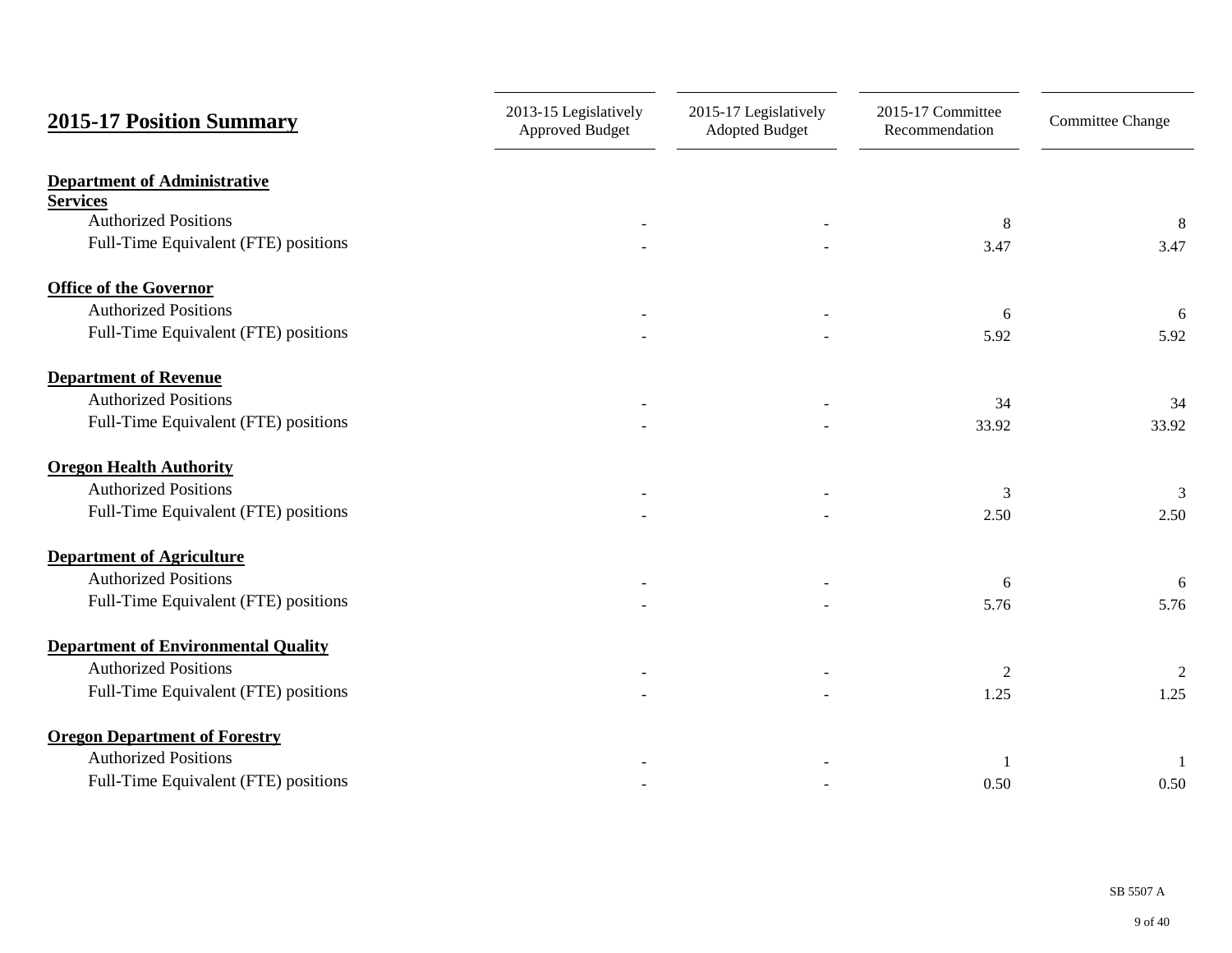| **2015-17 Position Summary** | 2013-15 Legislatively Approved Budget | 2015-17 Legislatively Adopted Budget | 2015-17 Committee Recommendation | Committee Change |
|---|---|---|---|---|
| **Department of Administrative Services** | | | | |
| Authorized Positions | - | - | 8 | 8 |
| Full-Time Equivalent (FTE) positions | - | - | 3.47 | 3.47 |
| **Office of the Governor** | | | | |
| Authorized Positions | - | - | 6 | 6 |
| Full-Time Equivalent (FTE) positions | - | - | 5.92 | 5.92 |
| **Department of Revenue** | | | | |
| Authorized Positions | - | - | 34 | 34 |
| Full-Time Equivalent (FTE) positions | - | - | 33.92 | 33.92 |
| **Oregon Health Authority** | | | | |
| Authorized Positions | - | - | 3 | 3 |
| Full-Time Equivalent (FTE) positions | - | - | 2.50 | 2.50 |
| **Department of Agriculture** | | | | |
| Authorized Positions | - | - | 6 | 6 |
| Full-Time Equivalent (FTE) positions | - | - | 5.76 | 5.76 |
| **Department of Environmental Quality** | | | | |
| Authorized Positions | - | - | 2 | 2 |
| Full-Time Equivalent (FTE) positions | - | - | 1.25 | 1.25 |
| **Oregon Department of Forestry** | | | | |
| Authorized Positions | - | - | 1 | 1 |
| Full-Time Equivalent (FTE) positions | - | - | 0.50 | 0.50 |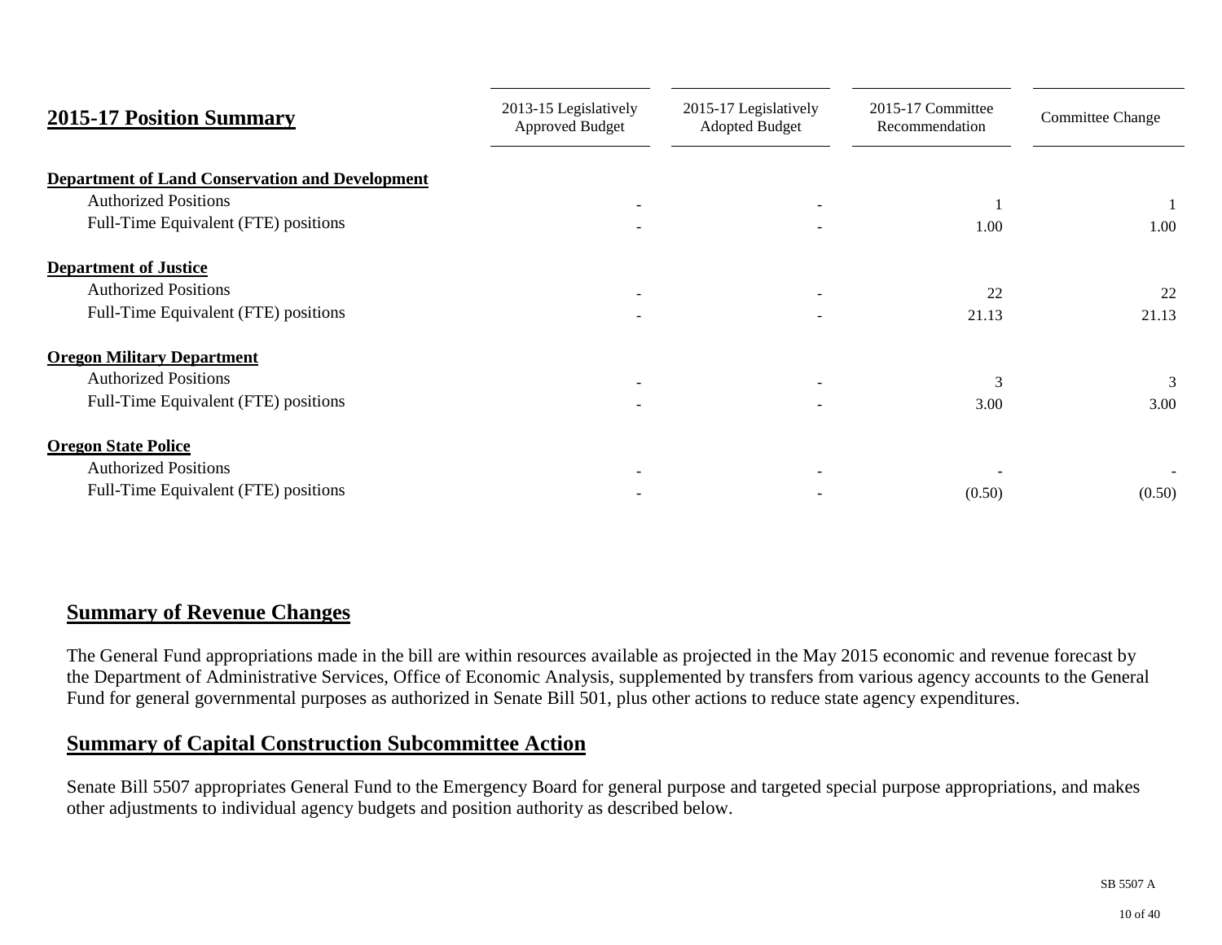## 2015-17 Position Summary

| | 2013-15 Legislatively Approved Budget | 2015-17 Legislatively Adopted Budget | 2015-17 Committee Recommendation | Committee Change |
|---|---|---|---|---|
| **Department of Land Conservation and Development** | | | | |
| Authorized Positions | - | - | 1 | 1 |
| Full-Time Equivalent (FTE) positions | - | - | 1.00 | 1.00 |
| **Department of Justice** | | | | |
| Authorized Positions | - | - | 22 | 22 |
| Full-Time Equivalent (FTE) positions | - | - | 21.13 | 21.13 |
| **Oregon Military Department** | | | | |
| Authorized Positions | - | - | 3 | 3 |
| Full-Time Equivalent (FTE) positions | - | - | 3.00 | 3.00 |
| **Oregon State Police** | | | | |
| Authorized Positions | - | - | - | - |
| Full-Time Equivalent (FTE) positions | - | - | (0.50) | (0.50) |

## Summary of Revenue Changes

The General Fund appropriations made in the bill are within resources available as projected in the May 2015 economic and revenue forecast by the Department of Administrative Services, Office of Economic Analysis, supplemented by transfers from various agency accounts to the General Fund for general governmental purposes as authorized in Senate Bill 501, plus other actions to reduce state agency expenditures.

## Summary of Capital Construction Subcommittee Action

Senate Bill 5507 appropriates General Fund to the Emergency Board for general purpose and targeted special purpose appropriations, and makes other adjustments to individual agency budgets and position authority as described below.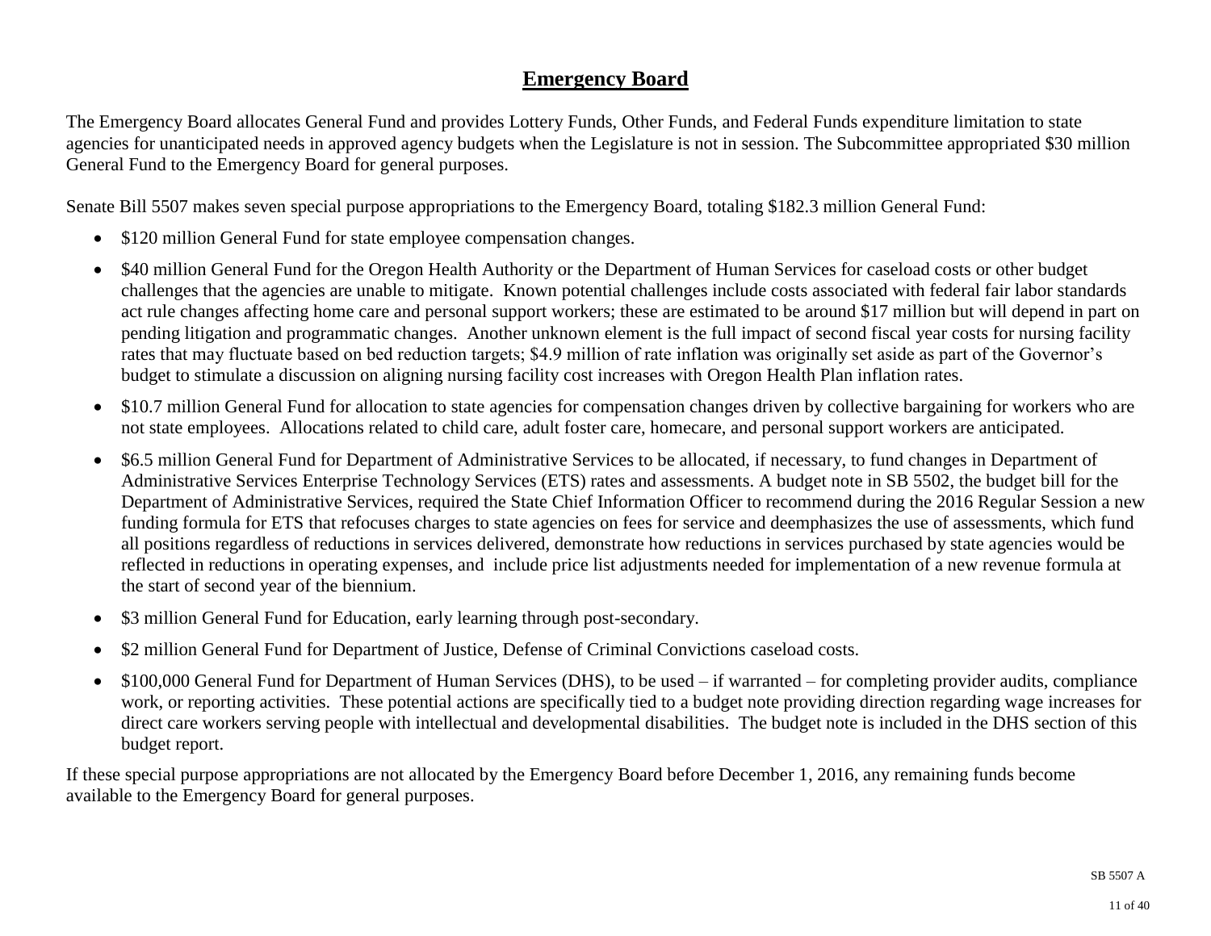## Emergency Board

The Emergency Board allocates General Fund and provides Lottery Funds, Other Funds, and Federal Funds expenditure limitation to state agencies for unanticipated needs in approved agency budgets when the Legislature is not in session. The Subcommittee appropriated $30 million General Fund to the Emergency Board for general purposes.

Senate Bill 5507 makes seven special purpose appropriations to the Emergency Board, totaling $182.3 million General Fund:

- $120 million General Fund for state employee compensation changes.
- $40 million General Fund for the Oregon Health Authority or the Department of Human Services for caseload costs or other budget challenges that the agencies are unable to mitigate. Known potential challenges include costs associated with federal fair labor standards act rule changes affecting home care and personal support workers; these are estimated to be around $17 million but will depend in part on pending litigation and programmatic changes. Another unknown element is the full impact of second fiscal year costs for nursing facility rates that may fluctuate based on bed reduction targets; $4.9 million of rate inflation was originally set aside as part of the Governor's budget to stimulate a discussion on aligning nursing facility cost increases with Oregon Health Plan inflation rates.
- $10.7 million General Fund for allocation to state agencies for compensation changes driven by collective bargaining for workers who are not state employees. Allocations related to child care, adult foster care, homecare, and personal support workers are anticipated.
- $6.5 million General Fund for Department of Administrative Services to be allocated, if necessary, to fund changes in Department of Administrative Services Enterprise Technology Services (ETS) rates and assessments. A budget note in SB 5502, the budget bill for the Department of Administrative Services, required the State Chief Information Officer to recommend during the 2016 Regular Session a new funding formula for ETS that refocuses charges to state agencies on fees for service and deemphasizes the use of assessments, which fund all positions regardless of reductions in services delivered, demonstrate how reductions in services purchased by state agencies would be reflected in reductions in operating expenses, and include price list adjustments needed for implementation of a new revenue formula at the start of second year of the biennium.
- $3 million General Fund for Education, early learning through post-secondary.
- $2 million General Fund for Department of Justice, Defense of Criminal Convictions caseload costs.
- $100,000 General Fund for Department of Human Services (DHS), to be used – if warranted – for completing provider audits, compliance work, or reporting activities. These potential actions are specifically tied to a budget note providing direction regarding wage increases for direct care workers serving people with intellectual and developmental disabilities. The budget note is included in the DHS section of this budget report.

If these special purpose appropriations are not allocated by the Emergency Board before December 1, 2016, any remaining funds become available to the Emergency Board for general purposes.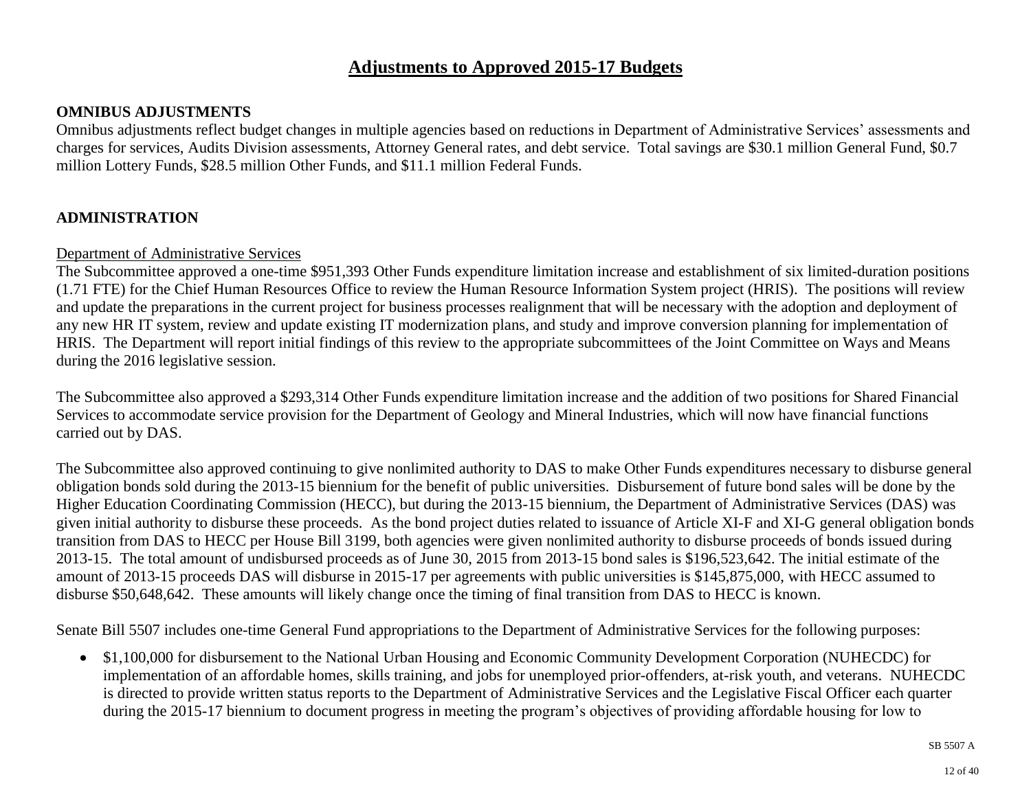# Adjustments to Approved 2015-17 Budgets

## OMNIBUS ADJUSTMENTS

Omnibus adjustments reflect budget changes in multiple agencies based on reductions in Department of Administrative Services' assessments and charges for services, Audits Division assessments, Attorney General rates, and debt service. Total savings are $30.1 million General Fund, $0.7 million Lottery Funds, $28.5 million Other Funds, and $11.1 million Federal Funds.

## ADMINISTRATION

### Department of Administrative Services

The Subcommittee approved a one-time $951,393 Other Funds expenditure limitation increase and establishment of six limited-duration positions (1.71 FTE) for the Chief Human Resources Office to review the Human Resource Information System project (HRIS). The positions will review and update the preparations in the current project for business processes realignment that will be necessary with the adoption and deployment of any new HR IT system, review and update existing IT modernization plans, and study and improve conversion planning for implementation of HRIS. The Department will report initial findings of this review to the appropriate subcommittees of the Joint Committee on Ways and Means during the 2016 legislative session.

The Subcommittee also approved a $293,314 Other Funds expenditure limitation increase and the addition of two positions for Shared Financial Services to accommodate service provision for the Department of Geology and Mineral Industries, which will now have financial functions carried out by DAS.

The Subcommittee also approved continuing to give nonlimited authority to DAS to make Other Funds expenditures necessary to disburse general obligation bonds sold during the 2013-15 biennium for the benefit of public universities. Disbursement of future bond sales will be done by the Higher Education Coordinating Commission (HECC), but during the 2013-15 biennium, the Department of Administrative Services (DAS) was given initial authority to disburse these proceeds. As the bond project duties related to issuance of Article XI-F and XI-G general obligation bonds transition from DAS to HECC per House Bill 3199, both agencies were given nonlimited authority to disburse proceeds of bonds issued during 2013-15. The total amount of undisbursed proceeds as of June 30, 2015 from 2013-15 bond sales is $196,523,642. The initial estimate of the amount of 2013-15 proceeds DAS will disburse in 2015-17 per agreements with public universities is $145,875,000, with HECC assumed to disburse $50,648,642. These amounts will likely change once the timing of final transition from DAS to HECC is known.

Senate Bill 5507 includes one-time General Fund appropriations to the Department of Administrative Services for the following purposes:

- $1,100,000 for disbursement to the National Urban Housing and Economic Community Development Corporation (NUHECDC) for implementation of an affordable homes, skills training, and jobs for unemployed prior-offenders, at-risk youth, and veterans. NUHECDC is directed to provide written status reports to the Department of Administrative Services and the Legislative Fiscal Officer each quarter during the 2015-17 biennium to document progress in meeting the program's objectives of providing affordable housing for low to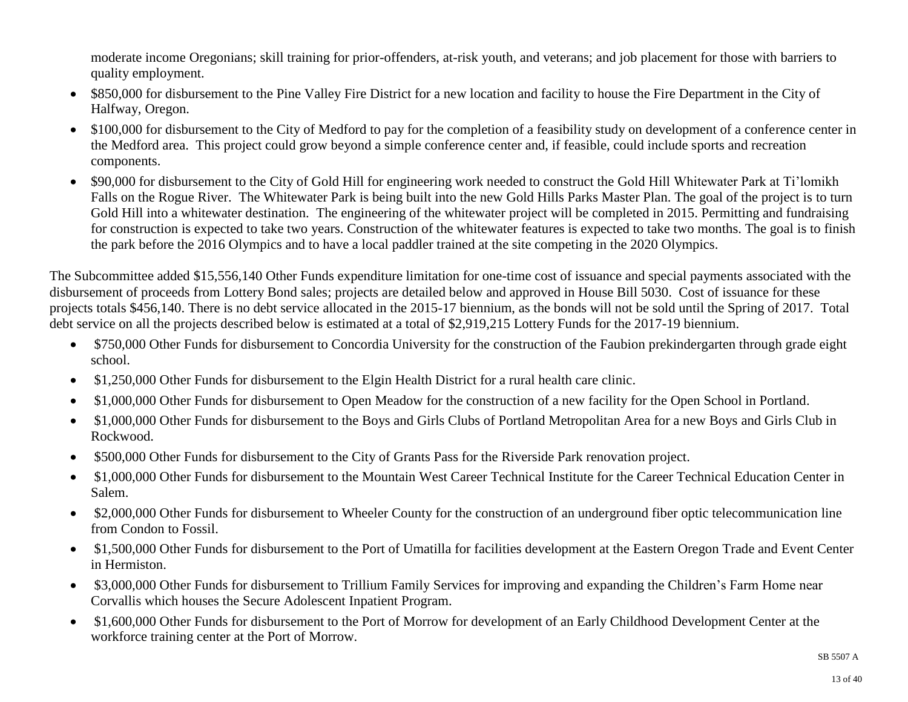moderate income Oregonians; skill training for prior-offenders, at-risk youth, and veterans; and job placement for those with barriers to quality employment.

- $850,000 for disbursement to the Pine Valley Fire District for a new location and facility to house the Fire Department in the City of Halfway, Oregon.
- $100,000 for disbursement to the City of Medford to pay for the completion of a feasibility study on development of a conference center in the Medford area. This project could grow beyond a simple conference center and, if feasible, could include sports and recreation components.
- $90,000 for disbursement to the City of Gold Hill for engineering work needed to construct the Gold Hill Whitewater Park at Ti'lomikh Falls on the Rogue River. The Whitewater Park is being built into the new Gold Hills Parks Master Plan. The goal of the project is to turn Gold Hill into a whitewater destination. The engineering of the whitewater project will be completed in 2015. Permitting and fundraising for construction is expected to take two years. Construction of the whitewater features is expected to take two months. The goal is to finish the park before the 2016 Olympics and to have a local paddler trained at the site competing in the 2020 Olympics.

The Subcommittee added $15,556,140 Other Funds expenditure limitation for one-time cost of issuance and special payments associated with the disbursement of proceeds from Lottery Bond sales; projects are detailed below and approved in House Bill 5030. Cost of issuance for these projects totals $456,140. There is no debt service allocated in the 2015-17 biennium, as the bonds will not be sold until the Spring of 2017. Total debt service on all the projects described below is estimated at a total of $2,919,215 Lottery Funds for the 2017-19 biennium.

- $750,000 Other Funds for disbursement to Concordia University for the construction of the Faubion prekindergarten through grade eight school.
- $1,250,000 Other Funds for disbursement to the Elgin Health District for a rural health care clinic.
- $1,000,000 Other Funds for disbursement to Open Meadow for the construction of a new facility for the Open School in Portland.
- $1,000,000 Other Funds for disbursement to the Boys and Girls Clubs of Portland Metropolitan Area for a new Boys and Girls Club in Rockwood.
- $500,000 Other Funds for disbursement to the City of Grants Pass for the Riverside Park renovation project.
- $1,000,000 Other Funds for disbursement to the Mountain West Career Technical Institute for the Career Technical Education Center in Salem.
- $2,000,000 Other Funds for disbursement to Wheeler County for the construction of an underground fiber optic telecommunication line from Condon to Fossil.
- $1,500,000 Other Funds for disbursement to the Port of Umatilla for facilities development at the Eastern Oregon Trade and Event Center in Hermiston.
- $3,000,000 Other Funds for disbursement to Trillium Family Services for improving and expanding the Children's Farm Home near Corvallis which houses the Secure Adolescent Inpatient Program.
- $1,600,000 Other Funds for disbursement to the Port of Morrow for development of an Early Childhood Development Center at the workforce training center at the Port of Morrow.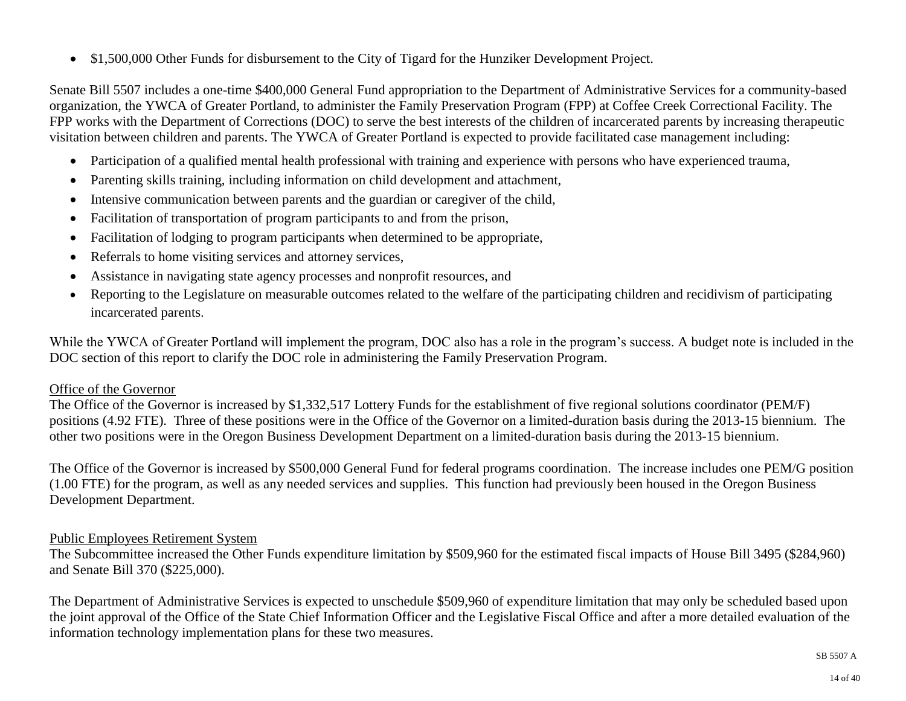- $1,500,000 Other Funds for disbursement to the City of Tigard for the Hunziker Development Project.

Senate Bill 5507 includes a one-time $400,000 General Fund appropriation to the Department of Administrative Services for a community-based organization, the YWCA of Greater Portland, to administer the Family Preservation Program (FPP) at Coffee Creek Correctional Facility. The FPP works with the Department of Corrections (DOC) to serve the best interests of the children of incarcerated parents by increasing therapeutic visitation between children and parents. The YWCA of Greater Portland is expected to provide facilitated case management including:

- Participation of a qualified mental health professional with training and experience with persons who have experienced trauma,
- Parenting skills training, including information on child development and attachment,
- Intensive communication between parents and the guardian or caregiver of the child,
- Facilitation of transportation of program participants to and from the prison,
- Facilitation of lodging to program participants when determined to be appropriate,
- Referrals to home visiting services and attorney services,
- Assistance in navigating state agency processes and nonprofit resources, and
- Reporting to the Legislature on measurable outcomes related to the welfare of the participating children and recidivism of participating incarcerated parents.

While the YWCA of Greater Portland will implement the program, DOC also has a role in the program's success. A budget note is included in the DOC section of this report to clarify the DOC role in administering the Family Preservation Program.

Office of the Governor

The Office of the Governor is increased by $1,332,517 Lottery Funds for the establishment of five regional solutions coordinator (PEM/F) positions (4.92 FTE). Three of these positions were in the Office of the Governor on a limited-duration basis during the 2013-15 biennium. The other two positions were in the Oregon Business Development Department on a limited-duration basis during the 2013-15 biennium.

The Office of the Governor is increased by $500,000 General Fund for federal programs coordination. The increase includes one PEM/G position (1.00 FTE) for the program, as well as any needed services and supplies. This function had previously been housed in the Oregon Business Development Department.

Public Employees Retirement System

The Subcommittee increased the Other Funds expenditure limitation by $509,960 for the estimated fiscal impacts of House Bill 3495 ($284,960) and Senate Bill 370 ($225,000).

The Department of Administrative Services is expected to unschedule $509,960 of expenditure limitation that may only be scheduled based upon the joint approval of the Office of the State Chief Information Officer and the Legislative Fiscal Office and after a more detailed evaluation of the information technology implementation plans for these two measures.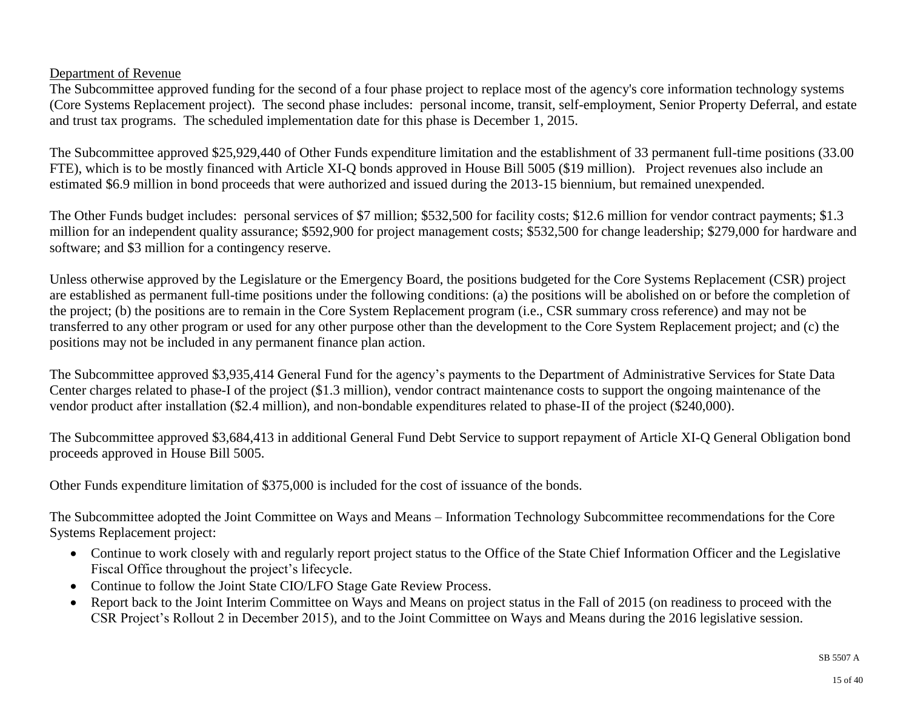Department of Revenue

The Subcommittee approved funding for the second of a four phase project to replace most of the agency's core information technology systems (Core Systems Replacement project). The second phase includes: personal income, transit, self-employment, Senior Property Deferral, and estate and trust tax programs. The scheduled implementation date for this phase is December 1, 2015.

The Subcommittee approved $25,929,440 of Other Funds expenditure limitation and the establishment of 33 permanent full-time positions (33.00 FTE), which is to be mostly financed with Article XI-Q bonds approved in House Bill 5005 ($19 million). Project revenues also include an estimated $6.9 million in bond proceeds that were authorized and issued during the 2013-15 biennium, but remained unexpended.

The Other Funds budget includes: personal services of $7 million; $532,500 for facility costs; $12.6 million for vendor contract payments; $1.3 million for an independent quality assurance; $592,900 for project management costs; $532,500 for change leadership; $279,000 for hardware and software; and $3 million for a contingency reserve.

Unless otherwise approved by the Legislature or the Emergency Board, the positions budgeted for the Core Systems Replacement (CSR) project are established as permanent full-time positions under the following conditions: (a) the positions will be abolished on or before the completion of the project; (b) the positions are to remain in the Core System Replacement program (i.e., CSR summary cross reference) and may not be transferred to any other program or used for any other purpose other than the development to the Core System Replacement project; and (c) the positions may not be included in any permanent finance plan action.

The Subcommittee approved $3,935,414 General Fund for the agency's payments to the Department of Administrative Services for State Data Center charges related to phase-I of the project ($1.3 million), vendor contract maintenance costs to support the ongoing maintenance of the vendor product after installation ($2.4 million), and non-bondable expenditures related to phase-II of the project ($240,000).

The Subcommittee approved $3,684,413 in additional General Fund Debt Service to support repayment of Article XI-Q General Obligation bond proceeds approved in House Bill 5005.

Other Funds expenditure limitation of $375,000 is included for the cost of issuance of the bonds.

The Subcommittee adopted the Joint Committee on Ways and Means – Information Technology Subcommittee recommendations for the Core Systems Replacement project:

- Continue to work closely with and regularly report project status to the Office of the State Chief Information Officer and the Legislative Fiscal Office throughout the project's lifecycle.
- Continue to follow the Joint State CIO/LFO Stage Gate Review Process.
- Report back to the Joint Interim Committee on Ways and Means on project status in the Fall of 2015 (on readiness to proceed with the CSR Project's Rollout 2 in December 2015), and to the Joint Committee on Ways and Means during the 2016 legislative session.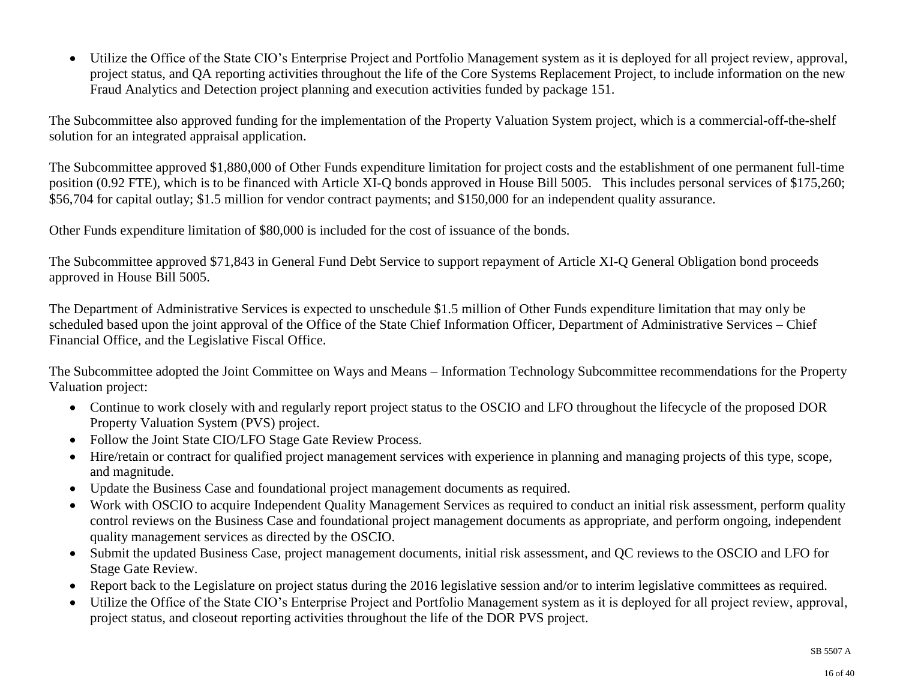- Utilize the Office of the State CIO's Enterprise Project and Portfolio Management system as it is deployed for all project review, approval, project status, and QA reporting activities throughout the life of the Core Systems Replacement Project, to include information on the new Fraud Analytics and Detection project planning and execution activities funded by package 151.

The Subcommittee also approved funding for the implementation of the Property Valuation System project, which is a commercial-off-the-shelf solution for an integrated appraisal application.

The Subcommittee approved $1,880,000 of Other Funds expenditure limitation for project costs and the establishment of one permanent full-time position (0.92 FTE), which is to be financed with Article XI-Q bonds approved in House Bill 5005. This includes personal services of $175,260; $56,704 for capital outlay; $1.5 million for vendor contract payments; and $150,000 for an independent quality assurance.

Other Funds expenditure limitation of $80,000 is included for the cost of issuance of the bonds.

The Subcommittee approved $71,843 in General Fund Debt Service to support repayment of Article XI-Q General Obligation bond proceeds approved in House Bill 5005.

The Department of Administrative Services is expected to unschedule $1.5 million of Other Funds expenditure limitation that may only be scheduled based upon the joint approval of the Office of the State Chief Information Officer, Department of Administrative Services – Chief Financial Office, and the Legislative Fiscal Office.

The Subcommittee adopted the Joint Committee on Ways and Means – Information Technology Subcommittee recommendations for the Property Valuation project:

- Continue to work closely with and regularly report project status to the OSCIO and LFO throughout the lifecycle of the proposed DOR Property Valuation System (PVS) project.
- Follow the Joint State CIO/LFO Stage Gate Review Process.
- Hire/retain or contract for qualified project management services with experience in planning and managing projects of this type, scope, and magnitude.
- Update the Business Case and foundational project management documents as required.
- Work with OSCIO to acquire Independent Quality Management Services as required to conduct an initial risk assessment, perform quality control reviews on the Business Case and foundational project management documents as appropriate, and perform ongoing, independent quality management services as directed by the OSCIO.
- Submit the updated Business Case, project management documents, initial risk assessment, and QC reviews to the OSCIO and LFO for Stage Gate Review.
- Report back to the Legislature on project status during the 2016 legislative session and/or to interim legislative committees as required.
- Utilize the Office of the State CIO's Enterprise Project and Portfolio Management system as it is deployed for all project review, approval, project status, and closeout reporting activities throughout the life of the DOR PVS project.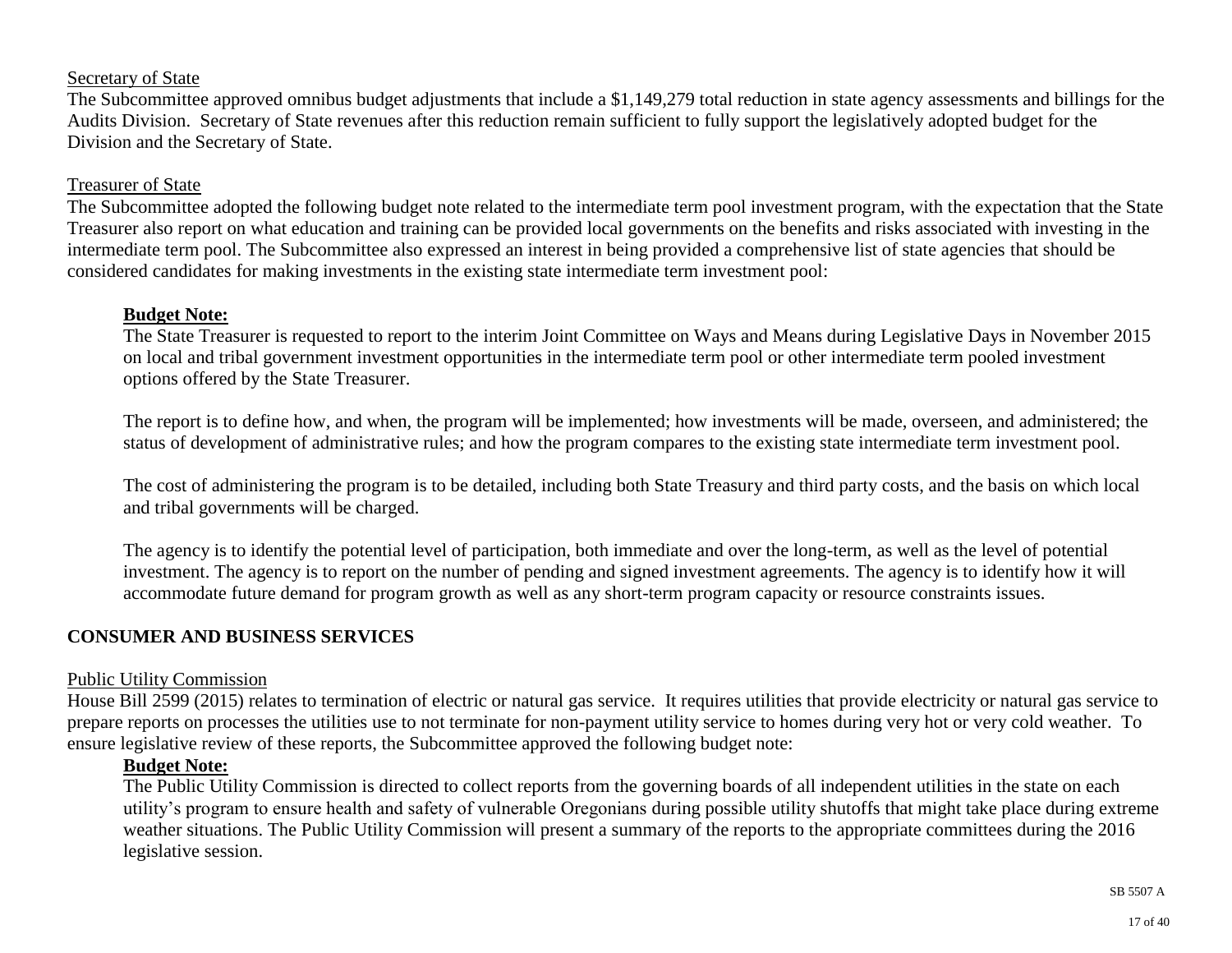Secretary of State

The Subcommittee approved omnibus budget adjustments that include a $1,149,279 total reduction in state agency assessments and billings for the Audits Division. Secretary of State revenues after this reduction remain sufficient to fully support the legislatively adopted budget for the Division and the Secretary of State.

Treasurer of State

The Subcommittee adopted the following budget note related to the intermediate term pool investment program, with the expectation that the State Treasurer also report on what education and training can be provided local governments on the benefits and risks associated with investing in the intermediate term pool. The Subcommittee also expressed an interest in being provided a comprehensive list of state agencies that should be considered candidates for making investments in the existing state intermediate term investment pool:

> **Budget Note:**
>
> The State Treasurer is requested to report to the interim Joint Committee on Ways and Means during Legislative Days in November 2015 on local and tribal government investment opportunities in the intermediate term pool or other intermediate term pooled investment options offered by the State Treasurer.
>
> The report is to define how, and when, the program will be implemented; how investments will be made, overseen, and administered; the status of development of administrative rules; and how the program compares to the existing state intermediate term investment pool.
>
> The cost of administering the program is to be detailed, including both State Treasury and third party costs, and the basis on which local and tribal governments will be charged.
>
> The agency is to identify the potential level of participation, both immediate and over the long-term, as well as the level of potential investment. The agency is to report on the number of pending and signed investment agreements. The agency is to identify how it will accommodate future demand for program growth as well as any short-term program capacity or resource constraints issues.

## CONSUMER AND BUSINESS SERVICES

Public Utility Commission

House Bill 2599 (2015) relates to termination of electric or natural gas service. It requires utilities that provide electricity or natural gas service to prepare reports on processes the utilities use to not terminate for non-payment utility service to homes during very hot or very cold weather. To ensure legislative review of these reports, the Subcommittee approved the following budget note:

> **Budget Note:**
>
> The Public Utility Commission is directed to collect reports from the governing boards of all independent utilities in the state on each utility's program to ensure health and safety of vulnerable Oregonians during possible utility shutoffs that might take place during extreme weather situations. The Public Utility Commission will present a summary of the reports to the appropriate committees during the 2016 legislative session.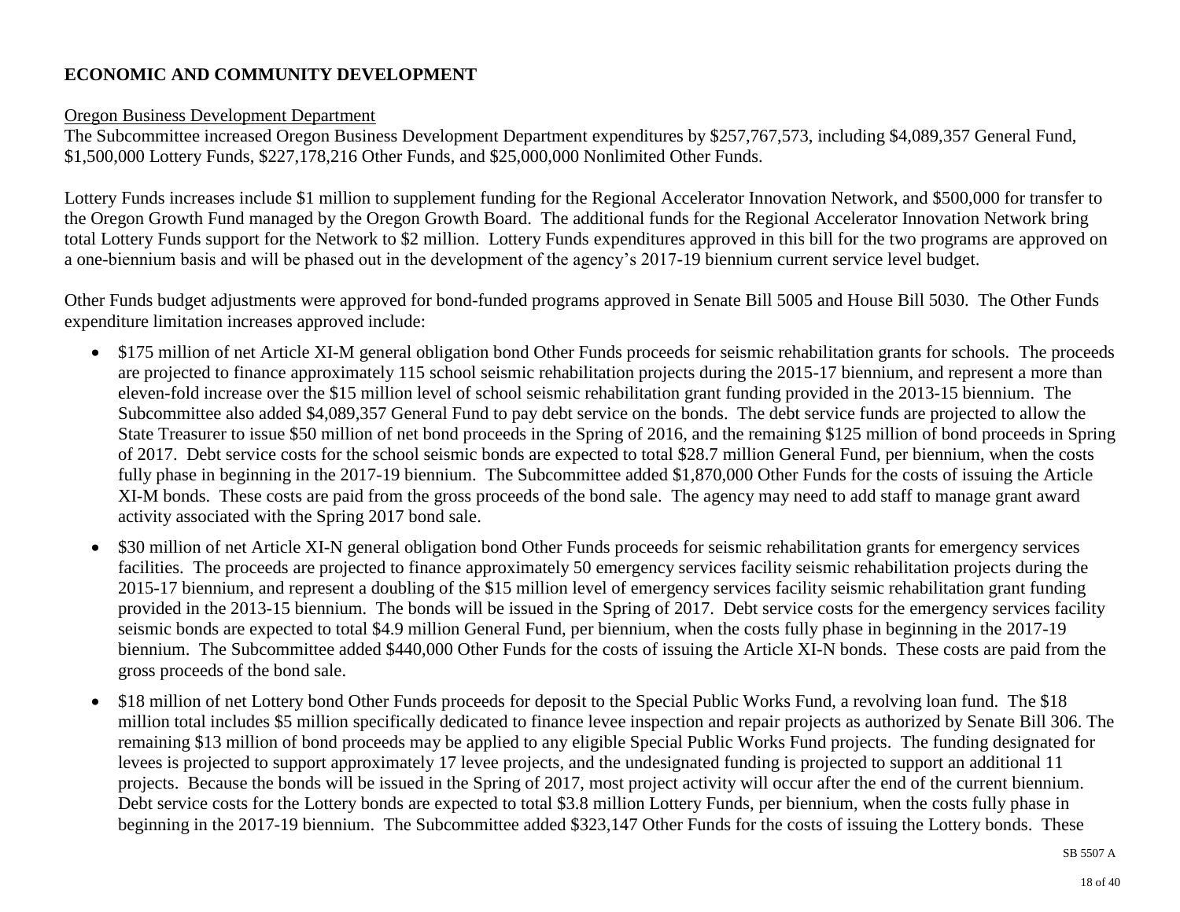**ECONOMIC AND COMMUNITY DEVELOPMENT**

Oregon Business Development Department

The Subcommittee increased Oregon Business Development Department expenditures by $257,767,573, including $4,089,357 General Fund, $1,500,000 Lottery Funds, $227,178,216 Other Funds, and $25,000,000 Nonlimited Other Funds.

Lottery Funds increases include $1 million to supplement funding for the Regional Accelerator Innovation Network, and $500,000 for transfer to the Oregon Growth Fund managed by the Oregon Growth Board. The additional funds for the Regional Accelerator Innovation Network bring total Lottery Funds support for the Network to $2 million. Lottery Funds expenditures approved in this bill for the two programs are approved on a one-biennium basis and will be phased out in the development of the agency's 2017-19 biennium current service level budget.

Other Funds budget adjustments were approved for bond-funded programs approved in Senate Bill 5005 and House Bill 5030. The Other Funds expenditure limitation increases approved include:

- $175 million of net Article XI-M general obligation bond Other Funds proceeds for seismic rehabilitation grants for schools. The proceeds are projected to finance approximately 115 school seismic rehabilitation projects during the 2015-17 biennium, and represent a more than eleven-fold increase over the $15 million level of school seismic rehabilitation grant funding provided in the 2013-15 biennium. The Subcommittee also added $4,089,357 General Fund to pay debt service on the bonds. The debt service funds are projected to allow the State Treasurer to issue $50 million of net bond proceeds in the Spring of 2016, and the remaining $125 million of bond proceeds in Spring of 2017. Debt service costs for the school seismic bonds are expected to total $28.7 million General Fund, per biennium, when the costs fully phase in beginning in the 2017-19 biennium. The Subcommittee added $1,870,000 Other Funds for the costs of issuing the Article XI-M bonds. These costs are paid from the gross proceeds of the bond sale. The agency may need to add staff to manage grant award activity associated with the Spring 2017 bond sale.
- $30 million of net Article XI-N general obligation bond Other Funds proceeds for seismic rehabilitation grants for emergency services facilities. The proceeds are projected to finance approximately 50 emergency services facility seismic rehabilitation projects during the 2015-17 biennium, and represent a doubling of the $15 million level of emergency services facility seismic rehabilitation grant funding provided in the 2013-15 biennium. The bonds will be issued in the Spring of 2017. Debt service costs for the emergency services facility seismic bonds are expected to total $4.9 million General Fund, per biennium, when the costs fully phase in beginning in the 2017-19 biennium. The Subcommittee added $440,000 Other Funds for the costs of issuing the Article XI-N bonds. These costs are paid from the gross proceeds of the bond sale.
- $18 million of net Lottery bond Other Funds proceeds for deposit to the Special Public Works Fund, a revolving loan fund. The $18 million total includes $5 million specifically dedicated to finance levee inspection and repair projects as authorized by Senate Bill 306. The remaining $13 million of bond proceeds may be applied to any eligible Special Public Works Fund projects. The funding designated for levees is projected to support approximately 17 levee projects, and the undesignated funding is projected to support an additional 11 projects. Because the bonds will be issued in the Spring of 2017, most project activity will occur after the end of the current biennium. Debt service costs for the Lottery bonds are expected to total $3.8 million Lottery Funds, per biennium, when the costs fully phase in beginning in the 2017-19 biennium. The Subcommittee added $323,147 Other Funds for the costs of issuing the Lottery bonds. These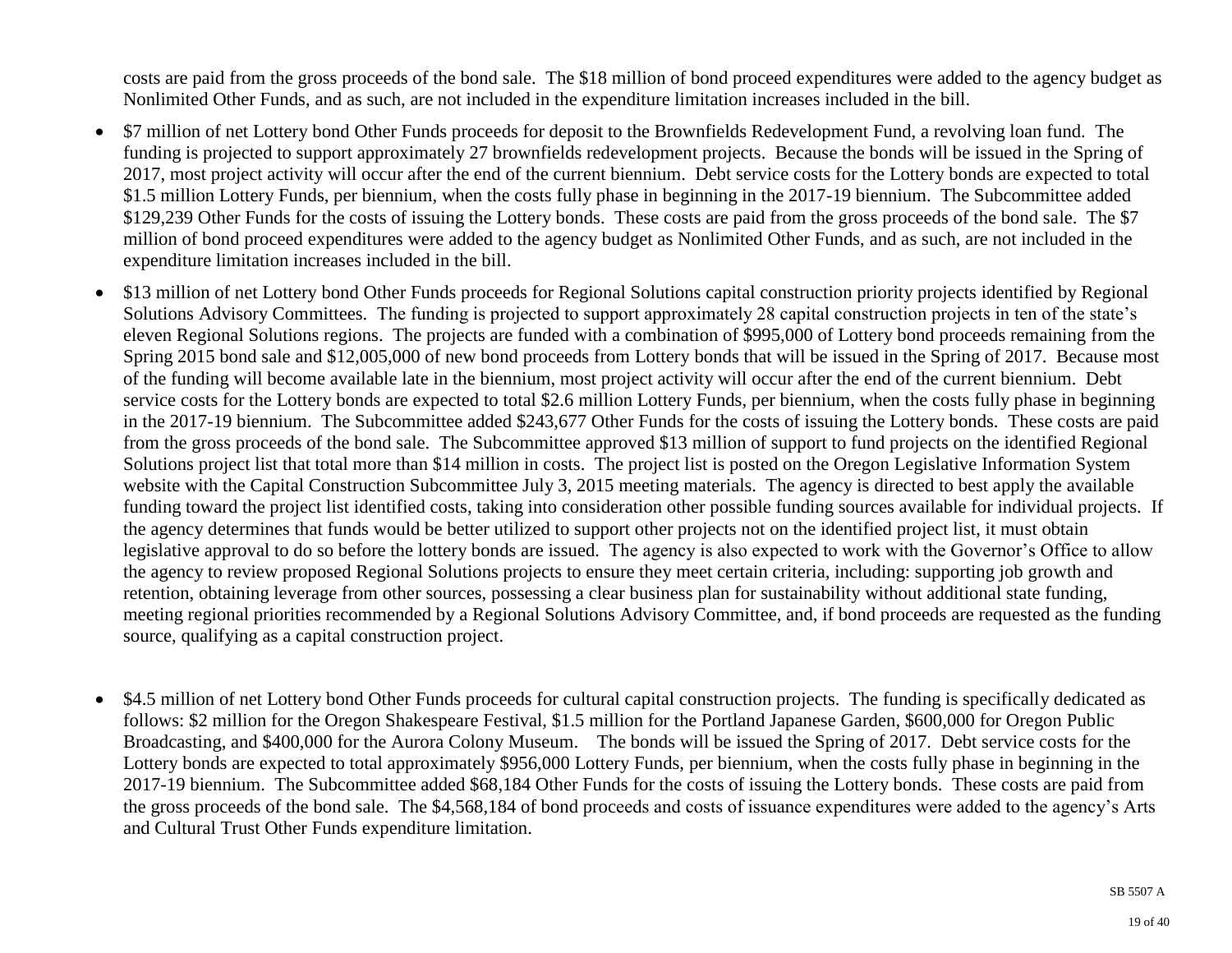costs are paid from the gross proceeds of the bond sale. The $18 million of bond proceed expenditures were added to the agency budget as Nonlimited Other Funds, and as such, are not included in the expenditure limitation increases included in the bill.

- $7 million of net Lottery bond Other Funds proceeds for deposit to the Brownfields Redevelopment Fund, a revolving loan fund. The funding is projected to support approximately 27 brownfields redevelopment projects. Because the bonds will be issued in the Spring of 2017, most project activity will occur after the end of the current biennium. Debt service costs for the Lottery bonds are expected to total $1.5 million Lottery Funds, per biennium, when the costs fully phase in beginning in the 2017-19 biennium. The Subcommittee added $129,239 Other Funds for the costs of issuing the Lottery bonds. These costs are paid from the gross proceeds of the bond sale. The $7 million of bond proceed expenditures were added to the agency budget as Nonlimited Other Funds, and as such, are not included in the expenditure limitation increases included in the bill.

- $13 million of net Lottery bond Other Funds proceeds for Regional Solutions capital construction priority projects identified by Regional Solutions Advisory Committees. The funding is projected to support approximately 28 capital construction projects in ten of the state's eleven Regional Solutions regions. The projects are funded with a combination of $995,000 of Lottery bond proceeds remaining from the Spring 2015 bond sale and $12,005,000 of new bond proceeds from Lottery bonds that will be issued in the Spring of 2017. Because most of the funding will become available late in the biennium, most project activity will occur after the end of the current biennium. Debt service costs for the Lottery bonds are expected to total $2.6 million Lottery Funds, per biennium, when the costs fully phase in beginning in the 2017-19 biennium. The Subcommittee added $243,677 Other Funds for the costs of issuing the Lottery bonds. These costs are paid from the gross proceeds of the bond sale. The Subcommittee approved $13 million of support to fund projects on the identified Regional Solutions project list that total more than $14 million in costs. The project list is posted on the Oregon Legislative Information System website with the Capital Construction Subcommittee July 3, 2015 meeting materials. The agency is directed to best apply the available funding toward the project list identified costs, taking into consideration other possible funding sources available for individual projects. If the agency determines that funds would be better utilized to support other projects not on the identified project list, it must obtain legislative approval to do so before the lottery bonds are issued. The agency is also expected to work with the Governor's Office to allow the agency to review proposed Regional Solutions projects to ensure they meet certain criteria, including: supporting job growth and retention, obtaining leverage from other sources, possessing a clear business plan for sustainability without additional state funding, meeting regional priorities recommended by a Regional Solutions Advisory Committee, and, if bond proceeds are requested as the funding source, qualifying as a capital construction project.

- $4.5 million of net Lottery bond Other Funds proceeds for cultural capital construction projects. The funding is specifically dedicated as follows: $2 million for the Oregon Shakespeare Festival, $1.5 million for the Portland Japanese Garden, $600,000 for Oregon Public Broadcasting, and $400,000 for the Aurora Colony Museum. The bonds will be issued the Spring of 2017. Debt service costs for the Lottery bonds are expected to total approximately $956,000 Lottery Funds, per biennium, when the costs fully phase in beginning in the 2017-19 biennium. The Subcommittee added $68,184 Other Funds for the costs of issuing the Lottery bonds. These costs are paid from the gross proceeds of the bond sale. The $4,568,184 of bond proceeds and costs of issuance expenditures were added to the agency's Arts and Cultural Trust Other Funds expenditure limitation.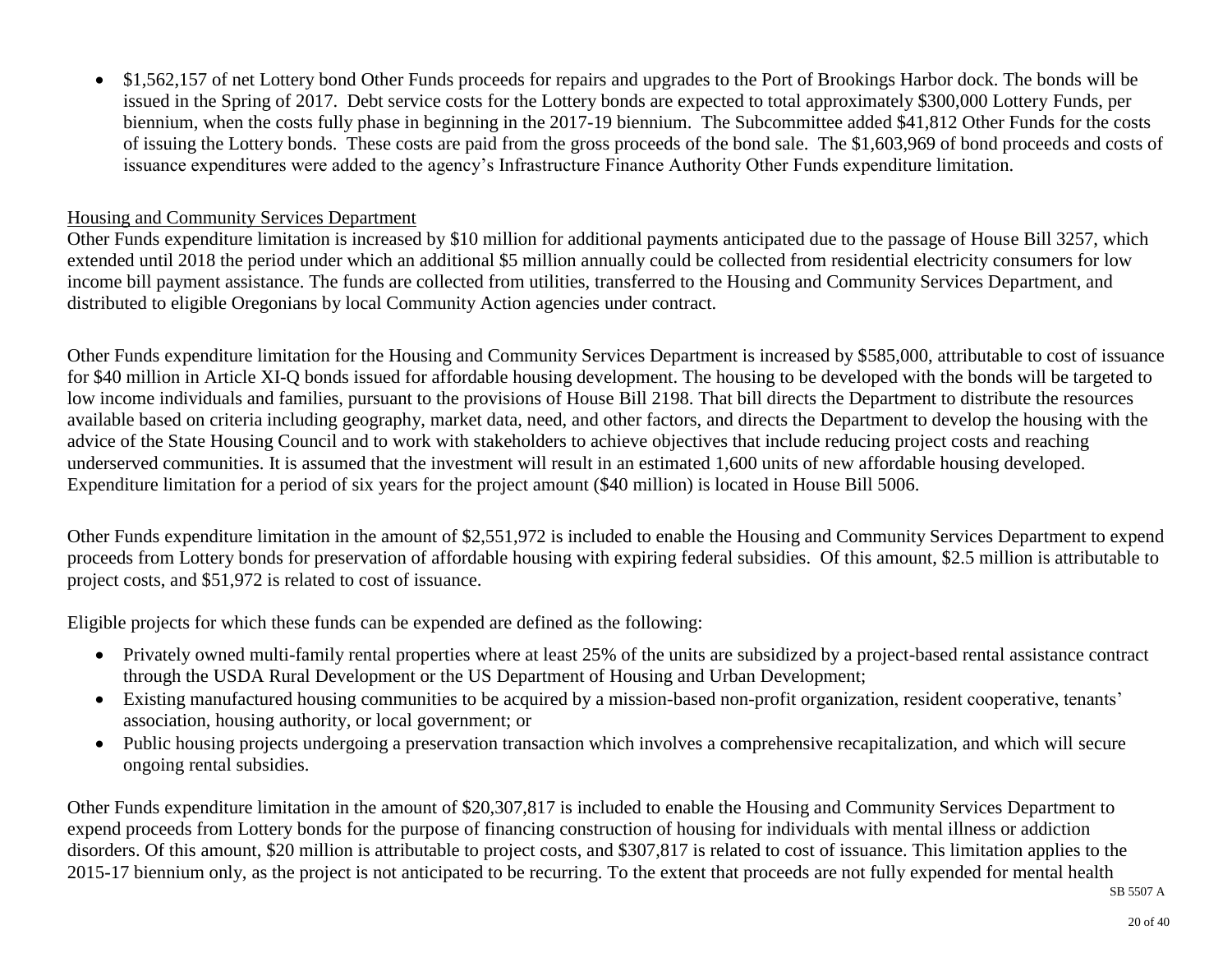- $1,562,157 of net Lottery bond Other Funds proceeds for repairs and upgrades to the Port of Brookings Harbor dock. The bonds will be issued in the Spring of 2017. Debt service costs for the Lottery bonds are expected to total approximately $300,000 Lottery Funds, per biennium, when the costs fully phase in beginning in the 2017-19 biennium. The Subcommittee added $41,812 Other Funds for the costs of issuing the Lottery bonds. These costs are paid from the gross proceeds of the bond sale. The $1,603,969 of bond proceeds and costs of issuance expenditures were added to the agency's Infrastructure Finance Authority Other Funds expenditure limitation.

Housing and Community Services Department

Other Funds expenditure limitation is increased by $10 million for additional payments anticipated due to the passage of House Bill 3257, which extended until 2018 the period under which an additional $5 million annually could be collected from residential electricity consumers for low income bill payment assistance. The funds are collected from utilities, transferred to the Housing and Community Services Department, and distributed to eligible Oregonians by local Community Action agencies under contract.

Other Funds expenditure limitation for the Housing and Community Services Department is increased by $585,000, attributable to cost of issuance for $40 million in Article XI-Q bonds issued for affordable housing development. The housing to be developed with the bonds will be targeted to low income individuals and families, pursuant to the provisions of House Bill 2198. That bill directs the Department to distribute the resources available based on criteria including geography, market data, need, and other factors, and directs the Department to develop the housing with the advice of the State Housing Council and to work with stakeholders to achieve objectives that include reducing project costs and reaching underserved communities. It is assumed that the investment will result in an estimated 1,600 units of new affordable housing developed. Expenditure limitation for a period of six years for the project amount ($40 million) is located in House Bill 5006.

Other Funds expenditure limitation in the amount of $2,551,972 is included to enable the Housing and Community Services Department to expend proceeds from Lottery bonds for preservation of affordable housing with expiring federal subsidies. Of this amount, $2.5 million is attributable to project costs, and $51,972 is related to cost of issuance.

Eligible projects for which these funds can be expended are defined as the following:

- Privately owned multi-family rental properties where at least 25% of the units are subsidized by a project-based rental assistance contract through the USDA Rural Development or the US Department of Housing and Urban Development;
- Existing manufactured housing communities to be acquired by a mission-based non-profit organization, resident cooperative, tenants' association, housing authority, or local government; or
- Public housing projects undergoing a preservation transaction which involves a comprehensive recapitalization, and which will secure ongoing rental subsidies.

Other Funds expenditure limitation in the amount of $20,307,817 is included to enable the Housing and Community Services Department to expend proceeds from Lottery bonds for the purpose of financing construction of housing for individuals with mental illness or addiction disorders. Of this amount, $20 million is attributable to project costs, and $307,817 is related to cost of issuance. This limitation applies to the 2015-17 biennium only, as the project is not anticipated to be recurring. To the extent that proceeds are not fully expended for mental health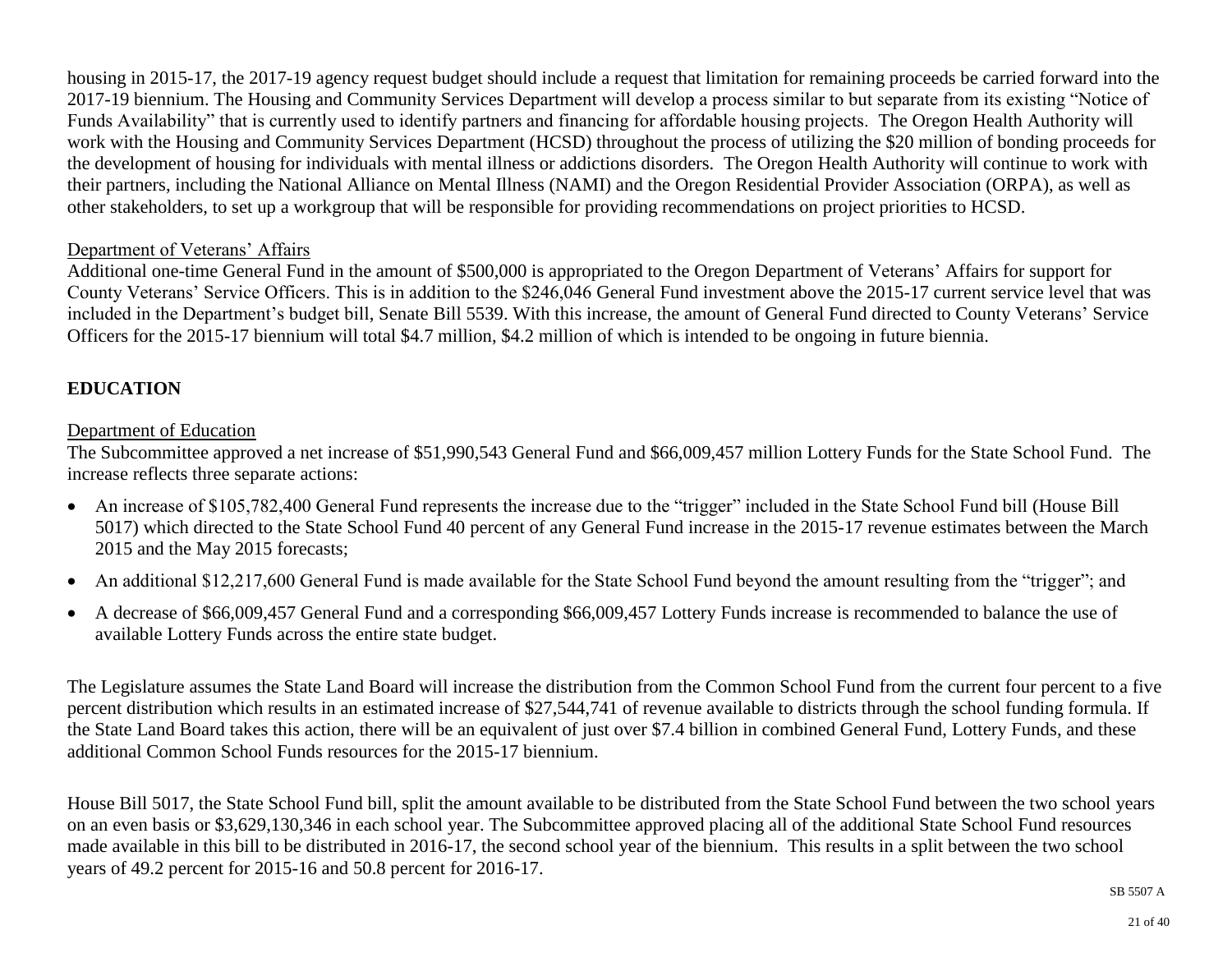housing in 2015-17, the 2017-19 agency request budget should include a request that limitation for remaining proceeds be carried forward into the 2017-19 biennium. The Housing and Community Services Department will develop a process similar to but separate from its existing "Notice of Funds Availability" that is currently used to identify partners and financing for affordable housing projects. The Oregon Health Authority will work with the Housing and Community Services Department (HCSD) throughout the process of utilizing the $20 million of bonding proceeds for the development of housing for individuals with mental illness or addictions disorders. The Oregon Health Authority will continue to work with their partners, including the National Alliance on Mental Illness (NAMI) and the Oregon Residential Provider Association (ORPA), as well as other stakeholders, to set up a workgroup that will be responsible for providing recommendations on project priorities to HCSD.

Department of Veterans' Affairs

Additional one-time General Fund in the amount of $500,000 is appropriated to the Oregon Department of Veterans' Affairs for support for County Veterans' Service Officers. This is in addition to the $246,046 General Fund investment above the 2015-17 current service level that was included in the Department's budget bill, Senate Bill 5539. With this increase, the amount of General Fund directed to County Veterans' Service Officers for the 2015-17 biennium will total $4.7 million, $4.2 million of which is intended to be ongoing in future biennia.

## EDUCATION

Department of Education

The Subcommittee approved a net increase of $51,990,543 General Fund and $66,009,457 million Lottery Funds for the State School Fund. The increase reflects three separate actions:

- An increase of $105,782,400 General Fund represents the increase due to the "trigger" included in the State School Fund bill (House Bill 5017) which directed to the State School Fund 40 percent of any General Fund increase in the 2015-17 revenue estimates between the March 2015 and the May 2015 forecasts;
- An additional $12,217,600 General Fund is made available for the State School Fund beyond the amount resulting from the "trigger"; and
- A decrease of $66,009,457 General Fund and a corresponding $66,009,457 Lottery Funds increase is recommended to balance the use of available Lottery Funds across the entire state budget.

The Legislature assumes the State Land Board will increase the distribution from the Common School Fund from the current four percent to a five percent distribution which results in an estimated increase of $27,544,741 of revenue available to districts through the school funding formula. If the State Land Board takes this action, there will be an equivalent of just over $7.4 billion in combined General Fund, Lottery Funds, and these additional Common School Funds resources for the 2015-17 biennium.

House Bill 5017, the State School Fund bill, split the amount available to be distributed from the State School Fund between the two school years on an even basis or $3,629,130,346 in each school year. The Subcommittee approved placing all of the additional State School Fund resources made available in this bill to be distributed in 2016-17, the second school year of the biennium. This results in a split between the two school years of 49.2 percent for 2015-16 and 50.8 percent for 2016-17.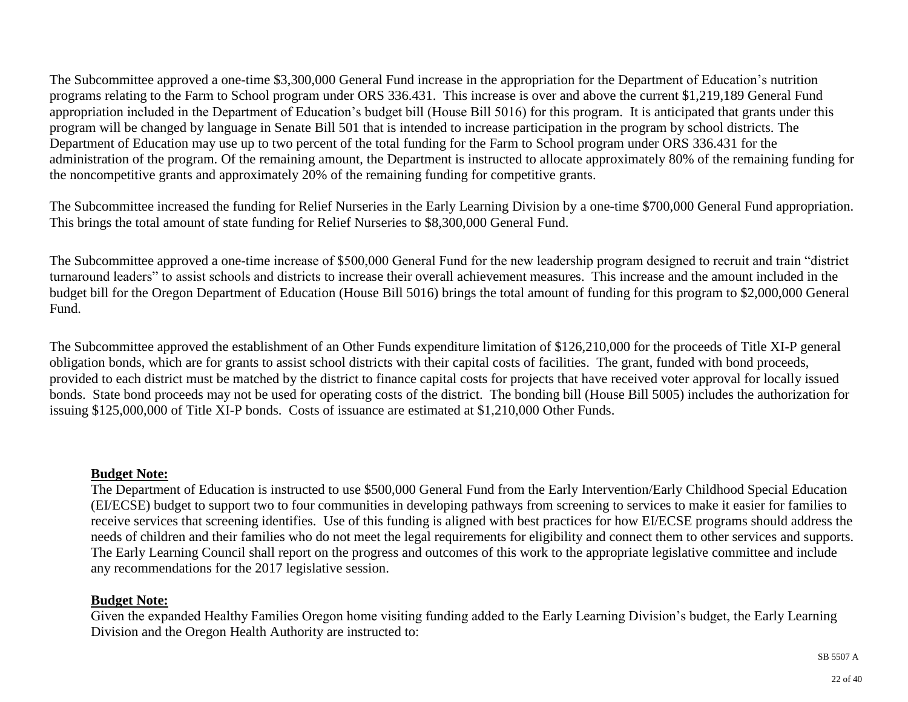The Subcommittee approved a one-time $3,300,000 General Fund increase in the appropriation for the Department of Education's nutrition programs relating to the Farm to School program under ORS 336.431. This increase is over and above the current $1,219,189 General Fund appropriation included in the Department of Education's budget bill (House Bill 5016) for this program. It is anticipated that grants under this program will be changed by language in Senate Bill 501 that is intended to increase participation in the program by school districts. The Department of Education may use up to two percent of the total funding for the Farm to School program under ORS 336.431 for the administration of the program. Of the remaining amount, the Department is instructed to allocate approximately 80% of the remaining funding for the noncompetitive grants and approximately 20% of the remaining funding for competitive grants.

The Subcommittee increased the funding for Relief Nurseries in the Early Learning Division by a one-time $700,000 General Fund appropriation. This brings the total amount of state funding for Relief Nurseries to $8,300,000 General Fund.

The Subcommittee approved a one-time increase of $500,000 General Fund for the new leadership program designed to recruit and train "district turnaround leaders" to assist schools and districts to increase their overall achievement measures. This increase and the amount included in the budget bill for the Oregon Department of Education (House Bill 5016) brings the total amount of funding for this program to $2,000,000 General Fund.

The Subcommittee approved the establishment of an Other Funds expenditure limitation of $126,210,000 for the proceeds of Title XI-P general obligation bonds, which are for grants to assist school districts with their capital costs of facilities. The grant, funded with bond proceeds, provided to each district must be matched by the district to finance capital costs for projects that have received voter approval for locally issued bonds. State bond proceeds may not be used for operating costs of the district. The bonding bill (House Bill 5005) includes the authorization for issuing $125,000,000 of Title XI-P bonds. Costs of issuance are estimated at $1,210,000 Other Funds.

**Budget Note:**

The Department of Education is instructed to use $500,000 General Fund from the Early Intervention/Early Childhood Special Education (EI/ECSE) budget to support two to four communities in developing pathways from screening to services to make it easier for families to receive services that screening identifies. Use of this funding is aligned with best practices for how EI/ECSE programs should address the needs of children and their families who do not meet the legal requirements for eligibility and connect them to other services and supports. The Early Learning Council shall report on the progress and outcomes of this work to the appropriate legislative committee and include any recommendations for the 2017 legislative session.

**Budget Note:**

Given the expanded Healthy Families Oregon home visiting funding added to the Early Learning Division's budget, the Early Learning Division and the Oregon Health Authority are instructed to: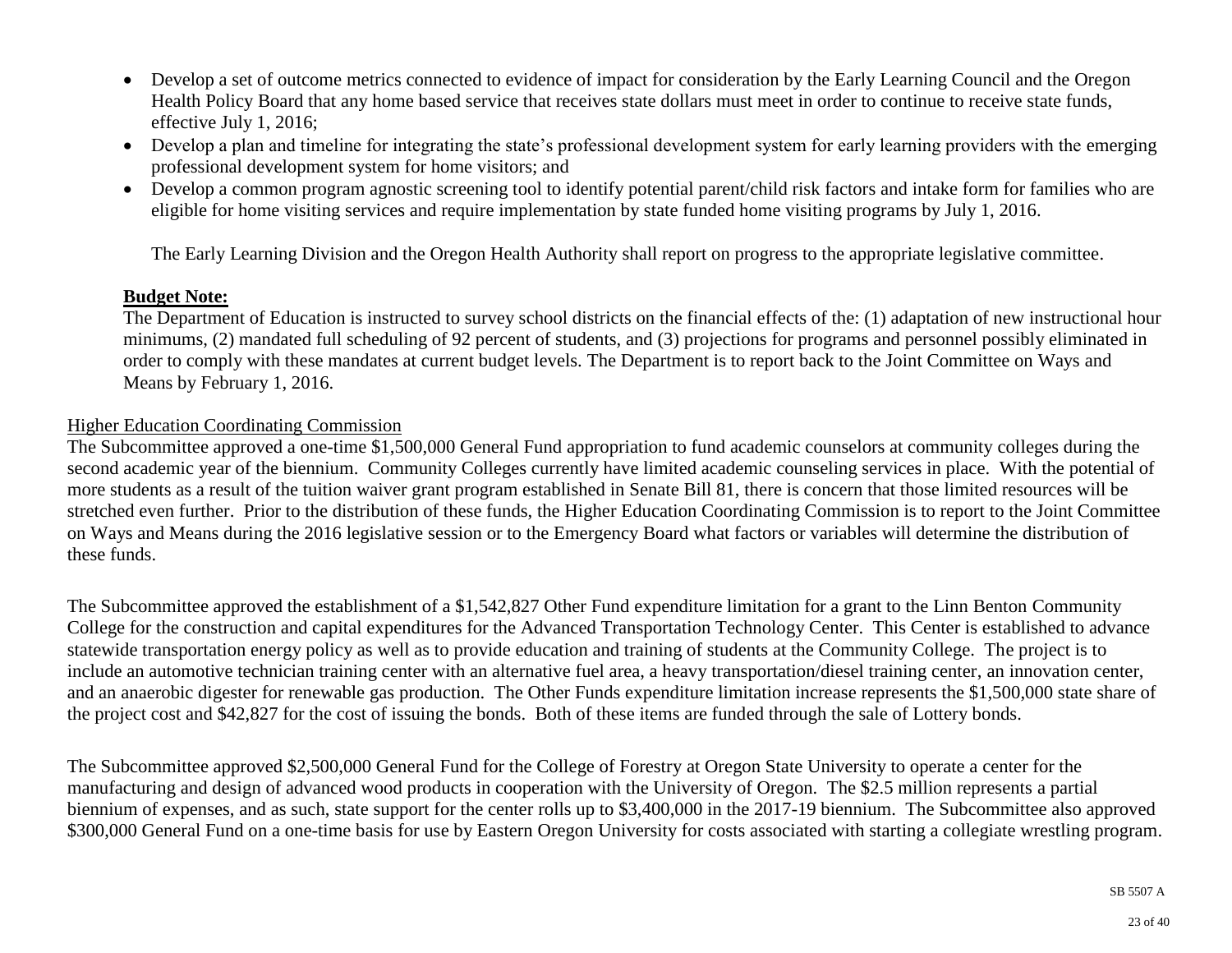- Develop a set of outcome metrics connected to evidence of impact for consideration by the Early Learning Council and the Oregon Health Policy Board that any home based service that receives state dollars must meet in order to continue to receive state funds, effective July 1, 2016;
- Develop a plan and timeline for integrating the state's professional development system for early learning providers with the emerging professional development system for home visitors; and
- Develop a common program agnostic screening tool to identify potential parent/child risk factors and intake form for families who are eligible for home visiting services and require implementation by state funded home visiting programs by July 1, 2016.

The Early Learning Division and the Oregon Health Authority shall report on progress to the appropriate legislative committee.

**Budget Note:**

The Department of Education is instructed to survey school districts on the financial effects of the: (1) adaptation of new instructional hour minimums, (2) mandated full scheduling of 92 percent of students, and (3) projections for programs and personnel possibly eliminated in order to comply with these mandates at current budget levels. The Department is to report back to the Joint Committee on Ways and Means by February 1, 2016.

Higher Education Coordinating Commission

The Subcommittee approved a one-time $1,500,000 General Fund appropriation to fund academic counselors at community colleges during the second academic year of the biennium. Community Colleges currently have limited academic counseling services in place. With the potential of more students as a result of the tuition waiver grant program established in Senate Bill 81, there is concern that those limited resources will be stretched even further. Prior to the distribution of these funds, the Higher Education Coordinating Commission is to report to the Joint Committee on Ways and Means during the 2016 legislative session or to the Emergency Board what factors or variables will determine the distribution of these funds.

The Subcommittee approved the establishment of a $1,542,827 Other Fund expenditure limitation for a grant to the Linn Benton Community College for the construction and capital expenditures for the Advanced Transportation Technology Center. This Center is established to advance statewide transportation energy policy as well as to provide education and training of students at the Community College. The project is to include an automotive technician training center with an alternative fuel area, a heavy transportation/diesel training center, an innovation center, and an anaerobic digester for renewable gas production. The Other Funds expenditure limitation increase represents the $1,500,000 state share of the project cost and $42,827 for the cost of issuing the bonds. Both of these items are funded through the sale of Lottery bonds.

The Subcommittee approved $2,500,000 General Fund for the College of Forestry at Oregon State University to operate a center for the manufacturing and design of advanced wood products in cooperation with the University of Oregon. The $2.5 million represents a partial biennium of expenses, and as such, state support for the center rolls up to $3,400,000 in the 2017-19 biennium. The Subcommittee also approved $300,000 General Fund on a one-time basis for use by Eastern Oregon University for costs associated with starting a collegiate wrestling program.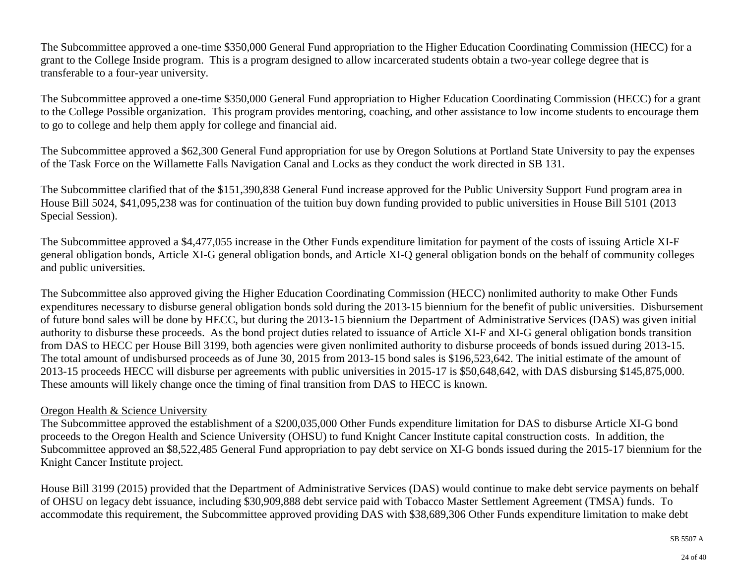The Subcommittee approved a one-time $350,000 General Fund appropriation to the Higher Education Coordinating Commission (HECC) for a grant to the College Inside program. This is a program designed to allow incarcerated students obtain a two-year college degree that is transferable to a four-year university.

The Subcommittee approved a one-time $350,000 General Fund appropriation to Higher Education Coordinating Commission (HECC) for a grant to the College Possible organization. This program provides mentoring, coaching, and other assistance to low income students to encourage them to go to college and help them apply for college and financial aid.

The Subcommittee approved a $62,300 General Fund appropriation for use by Oregon Solutions at Portland State University to pay the expenses of the Task Force on the Willamette Falls Navigation Canal and Locks as they conduct the work directed in SB 131.

The Subcommittee clarified that of the $151,390,838 General Fund increase approved for the Public University Support Fund program area in House Bill 5024, $41,095,238 was for continuation of the tuition buy down funding provided to public universities in House Bill 5101 (2013 Special Session).

The Subcommittee approved a $4,477,055 increase in the Other Funds expenditure limitation for payment of the costs of issuing Article XI-F general obligation bonds, Article XI-G general obligation bonds, and Article XI-Q general obligation bonds on the behalf of community colleges and public universities.

The Subcommittee also approved giving the Higher Education Coordinating Commission (HECC) nonlimited authority to make Other Funds expenditures necessary to disburse general obligation bonds sold during the 2013-15 biennium for the benefit of public universities. Disbursement of future bond sales will be done by HECC, but during the 2013-15 biennium the Department of Administrative Services (DAS) was given initial authority to disburse these proceeds. As the bond project duties related to issuance of Article XI-F and XI-G general obligation bonds transition from DAS to HECC per House Bill 3199, both agencies were given nonlimited authority to disburse proceeds of bonds issued during 2013-15. The total amount of undisbursed proceeds as of June 30, 2015 from 2013-15 bond sales is $196,523,642. The initial estimate of the amount of 2013-15 proceeds HECC will disburse per agreements with public universities in 2015-17 is $50,648,642, with DAS disbursing $145,875,000. These amounts will likely change once the timing of final transition from DAS to HECC is known.

Oregon Health & Science University

The Subcommittee approved the establishment of a $200,035,000 Other Funds expenditure limitation for DAS to disburse Article XI-G bond proceeds to the Oregon Health and Science University (OHSU) to fund Knight Cancer Institute capital construction costs. In addition, the Subcommittee approved an $8,522,485 General Fund appropriation to pay debt service on XI-G bonds issued during the 2015-17 biennium for the Knight Cancer Institute project.

House Bill 3199 (2015) provided that the Department of Administrative Services (DAS) would continue to make debt service payments on behalf of OHSU on legacy debt issuance, including $30,909,888 debt service paid with Tobacco Master Settlement Agreement (TMSA) funds. To accommodate this requirement, the Subcommittee approved providing DAS with $38,689,306 Other Funds expenditure limitation to make debt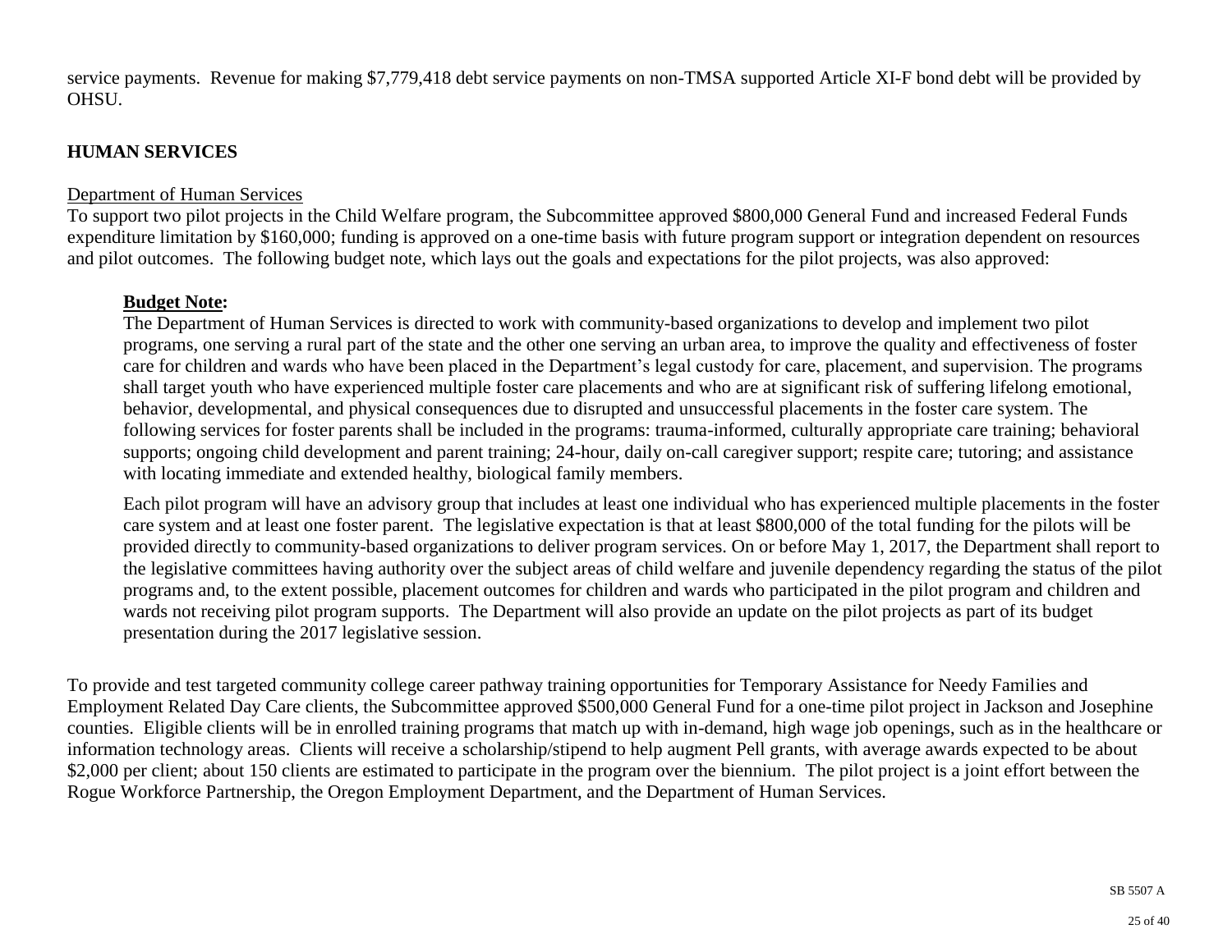service payments. Revenue for making $7,779,418 debt service payments on non-TMSA supported Article XI-F bond debt will be provided by OHSU.

## HUMAN SERVICES

<u>Department of Human Services</u>

To support two pilot projects in the Child Welfare program, the Subcommittee approved $800,000 General Fund and increased Federal Funds expenditure limitation by $160,000; funding is approved on a one-time basis with future program support or integration dependent on resources and pilot outcomes. The following budget note, which lays out the goals and expectations for the pilot projects, was also approved:

> **<u>Budget Note</u>:**
>
> The Department of Human Services is directed to work with community-based organizations to develop and implement two pilot programs, one serving a rural part of the state and the other one serving an urban area, to improve the quality and effectiveness of foster care for children and wards who have been placed in the Department's legal custody for care, placement, and supervision. The programs shall target youth who have experienced multiple foster care placements and who are at significant risk of suffering lifelong emotional, behavior, developmental, and physical consequences due to disrupted and unsuccessful placements in the foster care system. The following services for foster parents shall be included in the programs: trauma-informed, culturally appropriate care training; behavioral supports; ongoing child development and parent training; 24-hour, daily on-call caregiver support; respite care; tutoring; and assistance with locating immediate and extended healthy, biological family members.
>
> Each pilot program will have an advisory group that includes at least one individual who has experienced multiple placements in the foster care system and at least one foster parent. The legislative expectation is that at least $800,000 of the total funding for the pilots will be provided directly to community-based organizations to deliver program services. On or before May 1, 2017, the Department shall report to the legislative committees having authority over the subject areas of child welfare and juvenile dependency regarding the status of the pilot programs and, to the extent possible, placement outcomes for children and wards who participated in the pilot program and children and wards not receiving pilot program supports. The Department will also provide an update on the pilot projects as part of its budget presentation during the 2017 legislative session.

To provide and test targeted community college career pathway training opportunities for Temporary Assistance for Needy Families and Employment Related Day Care clients, the Subcommittee approved $500,000 General Fund for a one-time pilot project in Jackson and Josephine counties. Eligible clients will be in enrolled training programs that match up with in-demand, high wage job openings, such as in the healthcare or information technology areas. Clients will receive a scholarship/stipend to help augment Pell grants, with average awards expected to be about $2,000 per client; about 150 clients are estimated to participate in the program over the biennium. The pilot project is a joint effort between the Rogue Workforce Partnership, the Oregon Employment Department, and the Department of Human Services.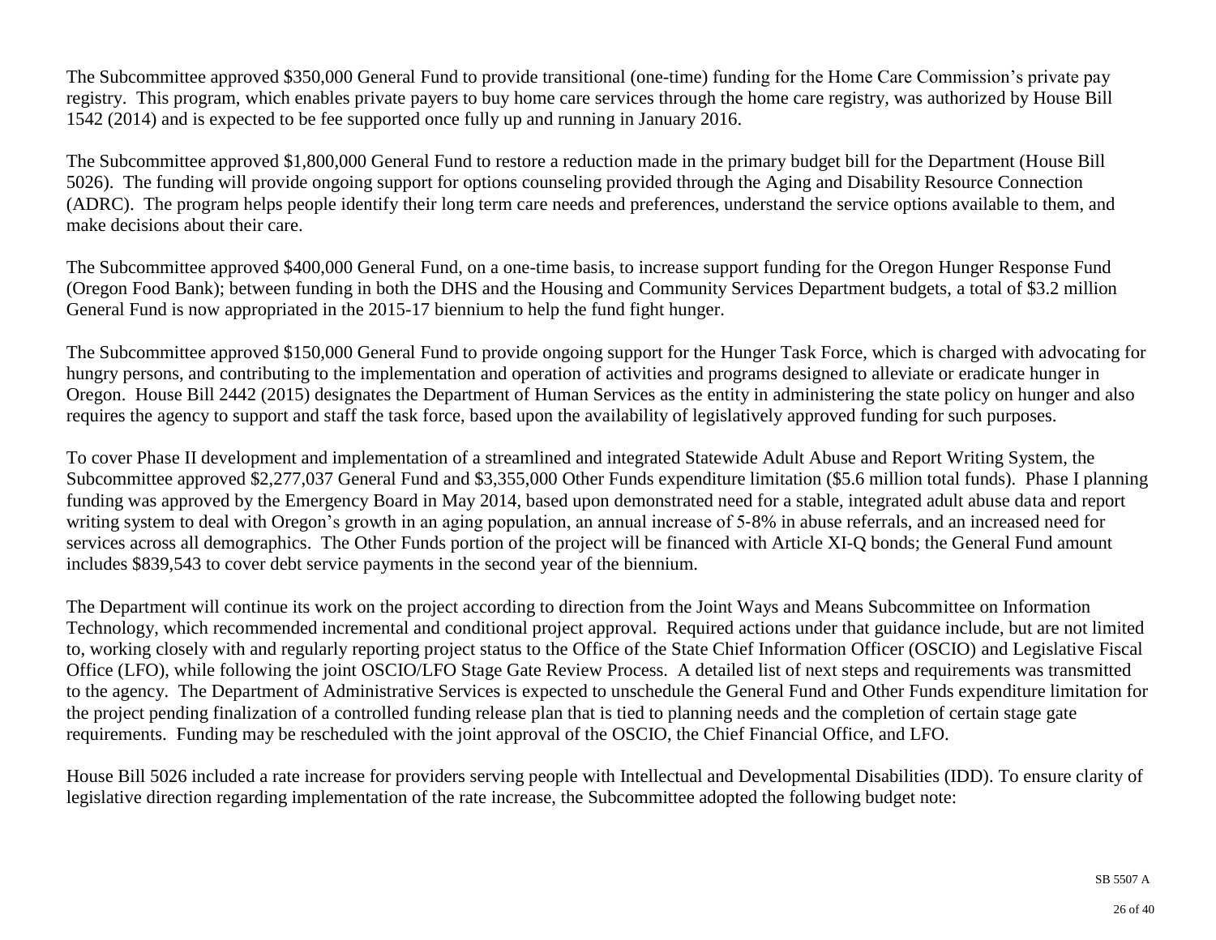The Subcommittee approved $350,000 General Fund to provide transitional (one-time) funding for the Home Care Commission's private pay registry. This program, which enables private payers to buy home care services through the home care registry, was authorized by House Bill 1542 (2014) and is expected to be fee supported once fully up and running in January 2016.

The Subcommittee approved $1,800,000 General Fund to restore a reduction made in the primary budget bill for the Department (House Bill 5026). The funding will provide ongoing support for options counseling provided through the Aging and Disability Resource Connection (ADRC). The program helps people identify their long term care needs and preferences, understand the service options available to them, and make decisions about their care.

The Subcommittee approved $400,000 General Fund, on a one-time basis, to increase support funding for the Oregon Hunger Response Fund (Oregon Food Bank); between funding in both the DHS and the Housing and Community Services Department budgets, a total of $3.2 million General Fund is now appropriated in the 2015-17 biennium to help the fund fight hunger.

The Subcommittee approved $150,000 General Fund to provide ongoing support for the Hunger Task Force, which is charged with advocating for hungry persons, and contributing to the implementation and operation of activities and programs designed to alleviate or eradicate hunger in Oregon. House Bill 2442 (2015) designates the Department of Human Services as the entity in administering the state policy on hunger and also requires the agency to support and staff the task force, based upon the availability of legislatively approved funding for such purposes.

To cover Phase II development and implementation of a streamlined and integrated Statewide Adult Abuse and Report Writing System, the Subcommittee approved $2,277,037 General Fund and $3,355,000 Other Funds expenditure limitation ($5.6 million total funds). Phase I planning funding was approved by the Emergency Board in May 2014, based upon demonstrated need for a stable, integrated adult abuse data and report writing system to deal with Oregon's growth in an aging population, an annual increase of 5-8% in abuse referrals, and an increased need for services across all demographics. The Other Funds portion of the project will be financed with Article XI-Q bonds; the General Fund amount includes $839,543 to cover debt service payments in the second year of the biennium.

The Department will continue its work on the project according to direction from the Joint Ways and Means Subcommittee on Information Technology, which recommended incremental and conditional project approval. Required actions under that guidance include, but are not limited to, working closely with and regularly reporting project status to the Office of the State Chief Information Officer (OSCIO) and Legislative Fiscal Office (LFO), while following the joint OSCIO/LFO Stage Gate Review Process. A detailed list of next steps and requirements was transmitted to the agency. The Department of Administrative Services is expected to unschedule the General Fund and Other Funds expenditure limitation for the project pending finalization of a controlled funding release plan that is tied to planning needs and the completion of certain stage gate requirements. Funding may be rescheduled with the joint approval of the OSCIO, the Chief Financial Office, and LFO.

House Bill 5026 included a rate increase for providers serving people with Intellectual and Developmental Disabilities (IDD). To ensure clarity of legislative direction regarding implementation of the rate increase, the Subcommittee adopted the following budget note: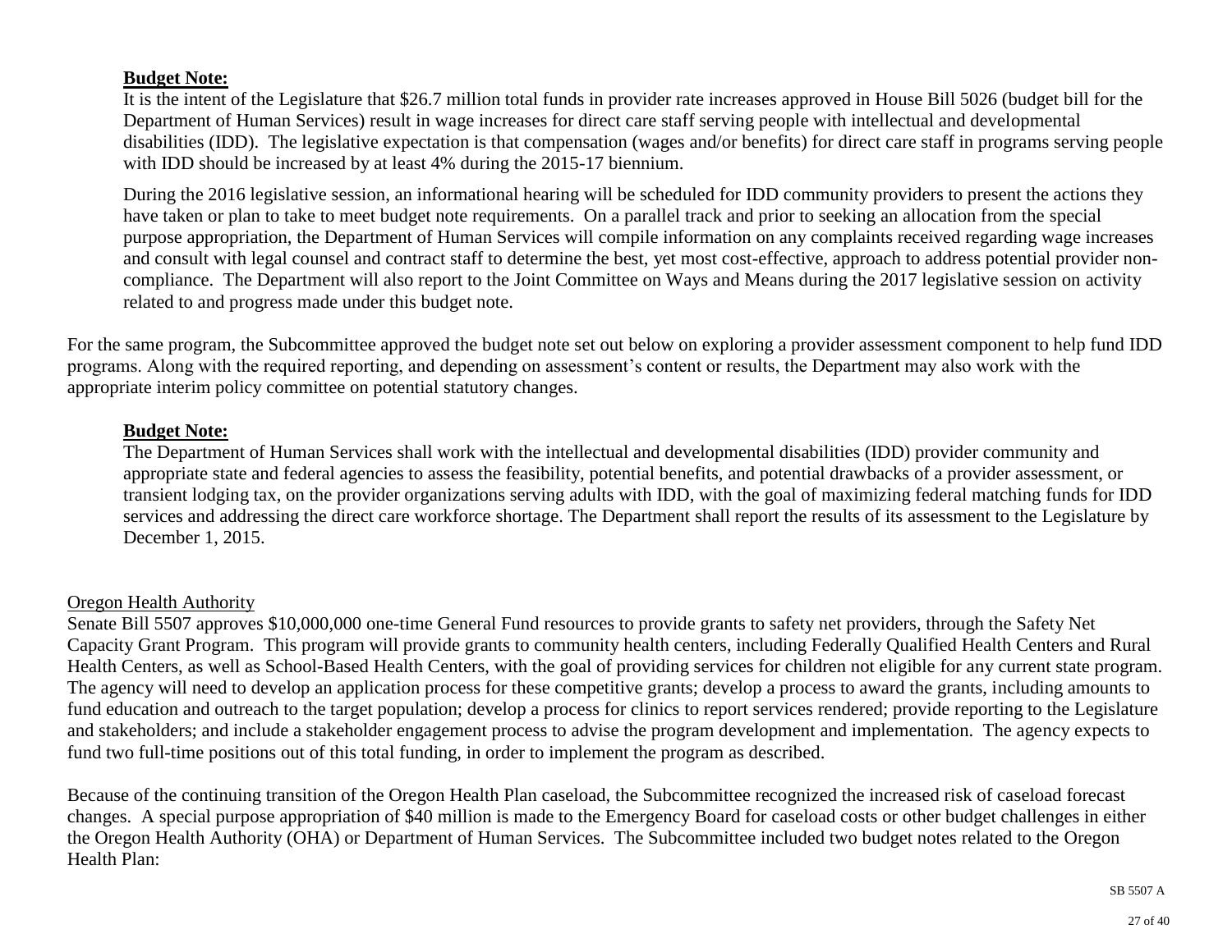**Budget Note:**

It is the intent of the Legislature that $26.7 million total funds in provider rate increases approved in House Bill 5026 (budget bill for the Department of Human Services) result in wage increases for direct care staff serving people with intellectual and developmental disabilities (IDD). The legislative expectation is that compensation (wages and/or benefits) for direct care staff in programs serving people with IDD should be increased by at least 4% during the 2015-17 biennium.

During the 2016 legislative session, an informational hearing will be scheduled for IDD community providers to present the actions they have taken or plan to take to meet budget note requirements. On a parallel track and prior to seeking an allocation from the special purpose appropriation, the Department of Human Services will compile information on any complaints received regarding wage increases and consult with legal counsel and contract staff to determine the best, yet most cost-effective, approach to address potential provider non-compliance. The Department will also report to the Joint Committee on Ways and Means during the 2017 legislative session on activity related to and progress made under this budget note.

For the same program, the Subcommittee approved the budget note set out below on exploring a provider assessment component to help fund IDD programs. Along with the required reporting, and depending on assessment's content or results, the Department may also work with the appropriate interim policy committee on potential statutory changes.

**Budget Note:**

The Department of Human Services shall work with the intellectual and developmental disabilities (IDD) provider community and appropriate state and federal agencies to assess the feasibility, potential benefits, and potential drawbacks of a provider assessment, or transient lodging tax, on the provider organizations serving adults with IDD, with the goal of maximizing federal matching funds for IDD services and addressing the direct care workforce shortage. The Department shall report the results of its assessment to the Legislature by December 1, 2015.

Oregon Health Authority

Senate Bill 5507 approves $10,000,000 one-time General Fund resources to provide grants to safety net providers, through the Safety Net Capacity Grant Program. This program will provide grants to community health centers, including Federally Qualified Health Centers and Rural Health Centers, as well as School-Based Health Centers, with the goal of providing services for children not eligible for any current state program. The agency will need to develop an application process for these competitive grants; develop a process to award the grants, including amounts to fund education and outreach to the target population; develop a process for clinics to report services rendered; provide reporting to the Legislature and stakeholders; and include a stakeholder engagement process to advise the program development and implementation. The agency expects to fund two full-time positions out of this total funding, in order to implement the program as described.

Because of the continuing transition of the Oregon Health Plan caseload, the Subcommittee recognized the increased risk of caseload forecast changes. A special purpose appropriation of $40 million is made to the Emergency Board for caseload costs or other budget challenges in either the Oregon Health Authority (OHA) or Department of Human Services. The Subcommittee included two budget notes related to the Oregon Health Plan: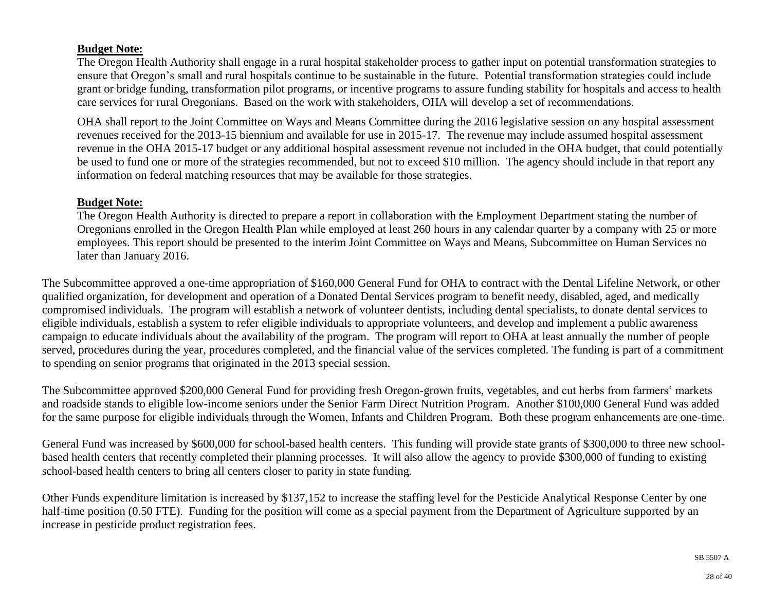**Budget Note:**

The Oregon Health Authority shall engage in a rural hospital stakeholder process to gather input on potential transformation strategies to ensure that Oregon's small and rural hospitals continue to be sustainable in the future. Potential transformation strategies could include grant or bridge funding, transformation pilot programs, or incentive programs to assure funding stability for hospitals and access to health care services for rural Oregonians. Based on the work with stakeholders, OHA will develop a set of recommendations.

OHA shall report to the Joint Committee on Ways and Means Committee during the 2016 legislative session on any hospital assessment revenues received for the 2013-15 biennium and available for use in 2015-17. The revenue may include assumed hospital assessment revenue in the OHA 2015-17 budget or any additional hospital assessment revenue not included in the OHA budget, that could potentially be used to fund one or more of the strategies recommended, but not to exceed $10 million. The agency should include in that report any information on federal matching resources that may be available for those strategies.

**Budget Note:**

The Oregon Health Authority is directed to prepare a report in collaboration with the Employment Department stating the number of Oregonians enrolled in the Oregon Health Plan while employed at least 260 hours in any calendar quarter by a company with 25 or more employees. This report should be presented to the interim Joint Committee on Ways and Means, Subcommittee on Human Services no later than January 2016.

The Subcommittee approved a one-time appropriation of $160,000 General Fund for OHA to contract with the Dental Lifeline Network, or other qualified organization, for development and operation of a Donated Dental Services program to benefit needy, disabled, aged, and medically compromised individuals. The program will establish a network of volunteer dentists, including dental specialists, to donate dental services to eligible individuals, establish a system to refer eligible individuals to appropriate volunteers, and develop and implement a public awareness campaign to educate individuals about the availability of the program. The program will report to OHA at least annually the number of people served, procedures during the year, procedures completed, and the financial value of the services completed. The funding is part of a commitment to spending on senior programs that originated in the 2013 special session.

The Subcommittee approved $200,000 General Fund for providing fresh Oregon-grown fruits, vegetables, and cut herbs from farmers' markets and roadside stands to eligible low-income seniors under the Senior Farm Direct Nutrition Program. Another $100,000 General Fund was added for the same purpose for eligible individuals through the Women, Infants and Children Program. Both these program enhancements are one-time.

General Fund was increased by $600,000 for school-based health centers. This funding will provide state grants of $300,000 to three new school-based health centers that recently completed their planning processes. It will also allow the agency to provide $300,000 of funding to existing school-based health centers to bring all centers closer to parity in state funding.

Other Funds expenditure limitation is increased by $137,152 to increase the staffing level for the Pesticide Analytical Response Center by one half-time position (0.50 FTE). Funding for the position will come as a special payment from the Department of Agriculture supported by an increase in pesticide product registration fees.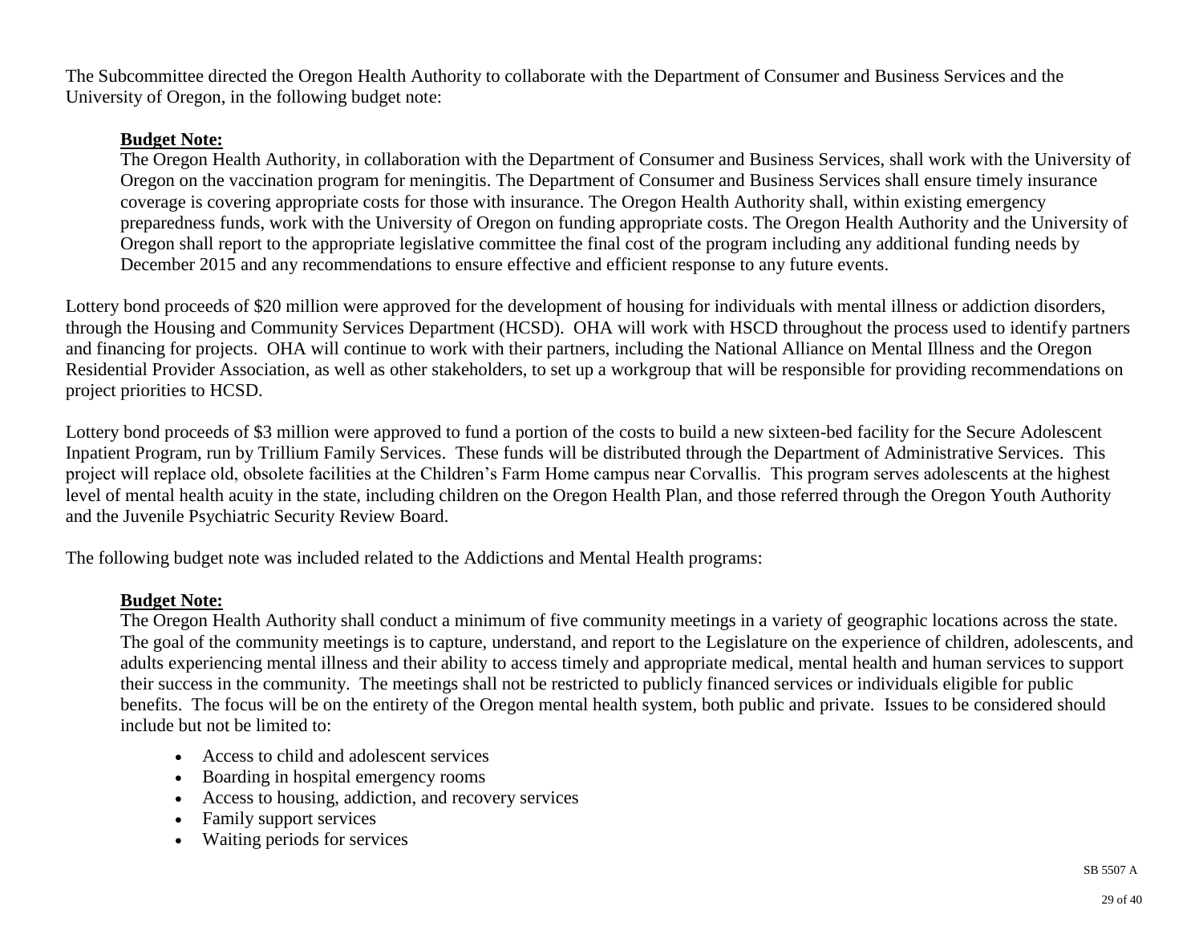The Subcommittee directed the Oregon Health Authority to collaborate with the Department of Consumer and Business Services and the University of Oregon, in the following budget note:

> **Budget Note:**
> The Oregon Health Authority, in collaboration with the Department of Consumer and Business Services, shall work with the University of Oregon on the vaccination program for meningitis. The Department of Consumer and Business Services shall ensure timely insurance coverage is covering appropriate costs for those with insurance. The Oregon Health Authority shall, within existing emergency preparedness funds, work with the University of Oregon on funding appropriate costs. The Oregon Health Authority and the University of Oregon shall report to the appropriate legislative committee the final cost of the program including any additional funding needs by December 2015 and any recommendations to ensure effective and efficient response to any future events.

Lottery bond proceeds of $20 million were approved for the development of housing for individuals with mental illness or addiction disorders, through the Housing and Community Services Department (HCSD). OHA will work with HSCD throughout the process used to identify partners and financing for projects. OHA will continue to work with their partners, including the National Alliance on Mental Illness and the Oregon Residential Provider Association, as well as other stakeholders, to set up a workgroup that will be responsible for providing recommendations on project priorities to HCSD.

Lottery bond proceeds of $3 million were approved to fund a portion of the costs to build a new sixteen-bed facility for the Secure Adolescent Inpatient Program, run by Trillium Family Services. These funds will be distributed through the Department of Administrative Services. This project will replace old, obsolete facilities at the Children's Farm Home campus near Corvallis. This program serves adolescents at the highest level of mental health acuity in the state, including children on the Oregon Health Plan, and those referred through the Oregon Youth Authority and the Juvenile Psychiatric Security Review Board.

The following budget note was included related to the Addictions and Mental Health programs:

> **Budget Note:**
> The Oregon Health Authority shall conduct a minimum of five community meetings in a variety of geographic locations across the state. The goal of the community meetings is to capture, understand, and report to the Legislature on the experience of children, adolescents, and adults experiencing mental illness and their ability to access timely and appropriate medical, mental health and human services to support their success in the community. The meetings shall not be restricted to publicly financed services or individuals eligible for public benefits. The focus will be on the entirety of the Oregon mental health system, both public and private. Issues to be considered should include but not be limited to:
>
> - Access to child and adolescent services
> - Boarding in hospital emergency rooms
> - Access to housing, addiction, and recovery services
> - Family support services
> - Waiting periods for services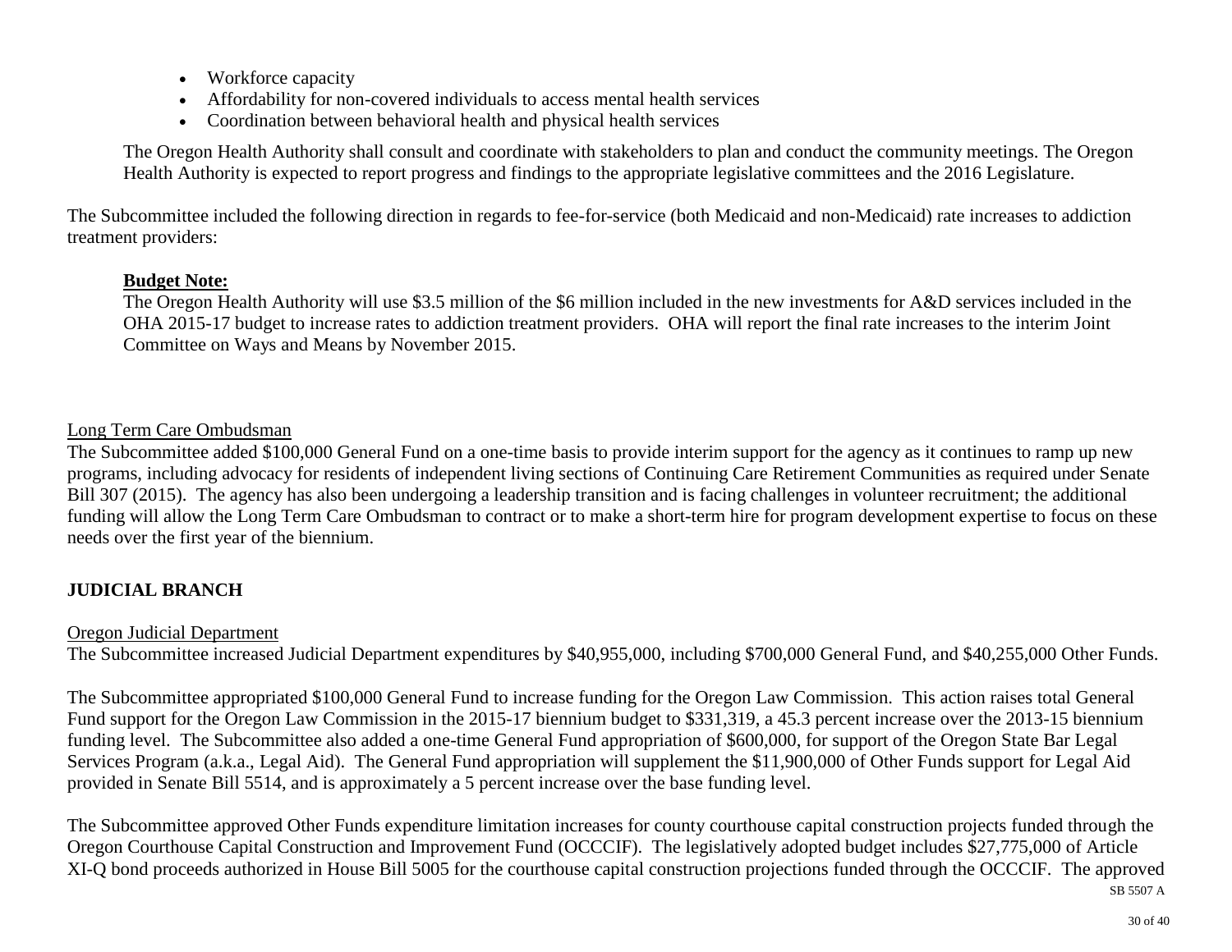- Workforce capacity
- Affordability for non-covered individuals to access mental health services
- Coordination between behavioral health and physical health services

The Oregon Health Authority shall consult and coordinate with stakeholders to plan and conduct the community meetings. The Oregon Health Authority is expected to report progress and findings to the appropriate legislative committees and the 2016 Legislature.

The Subcommittee included the following direction in regards to fee-for-service (both Medicaid and non-Medicaid) rate increases to addiction treatment providers:

**Budget Note:**
The Oregon Health Authority will use $3.5 million of the $6 million included in the new investments for A&D services included in the OHA 2015-17 budget to increase rates to addiction treatment providers. OHA will report the final rate increases to the interim Joint Committee on Ways and Means by November 2015.

Long Term Care Ombudsman

The Subcommittee added $100,000 General Fund on a one-time basis to provide interim support for the agency as it continues to ramp up new programs, including advocacy for residents of independent living sections of Continuing Care Retirement Communities as required under Senate Bill 307 (2015). The agency has also been undergoing a leadership transition and is facing challenges in volunteer recruitment; the additional funding will allow the Long Term Care Ombudsman to contract or to make a short-term hire for program development expertise to focus on these needs over the first year of the biennium.

## JUDICIAL BRANCH

Oregon Judicial Department

The Subcommittee increased Judicial Department expenditures by $40,955,000, including $700,000 General Fund, and $40,255,000 Other Funds.

The Subcommittee appropriated $100,000 General Fund to increase funding for the Oregon Law Commission. This action raises total General Fund support for the Oregon Law Commission in the 2015-17 biennium budget to $331,319, a 45.3 percent increase over the 2013-15 biennium funding level. The Subcommittee also added a one-time General Fund appropriation of $600,000, for support of the Oregon State Bar Legal Services Program (a.k.a., Legal Aid). The General Fund appropriation will supplement the $11,900,000 of Other Funds support for Legal Aid provided in Senate Bill 5514, and is approximately a 5 percent increase over the base funding level.

The Subcommittee approved Other Funds expenditure limitation increases for county courthouse capital construction projects funded through the Oregon Courthouse Capital Construction and Improvement Fund (OCCCIF). The legislatively adopted budget includes $27,775,000 of Article XI-Q bond proceeds authorized in House Bill 5005 for the courthouse capital construction projections funded through the OCCCIF. The approved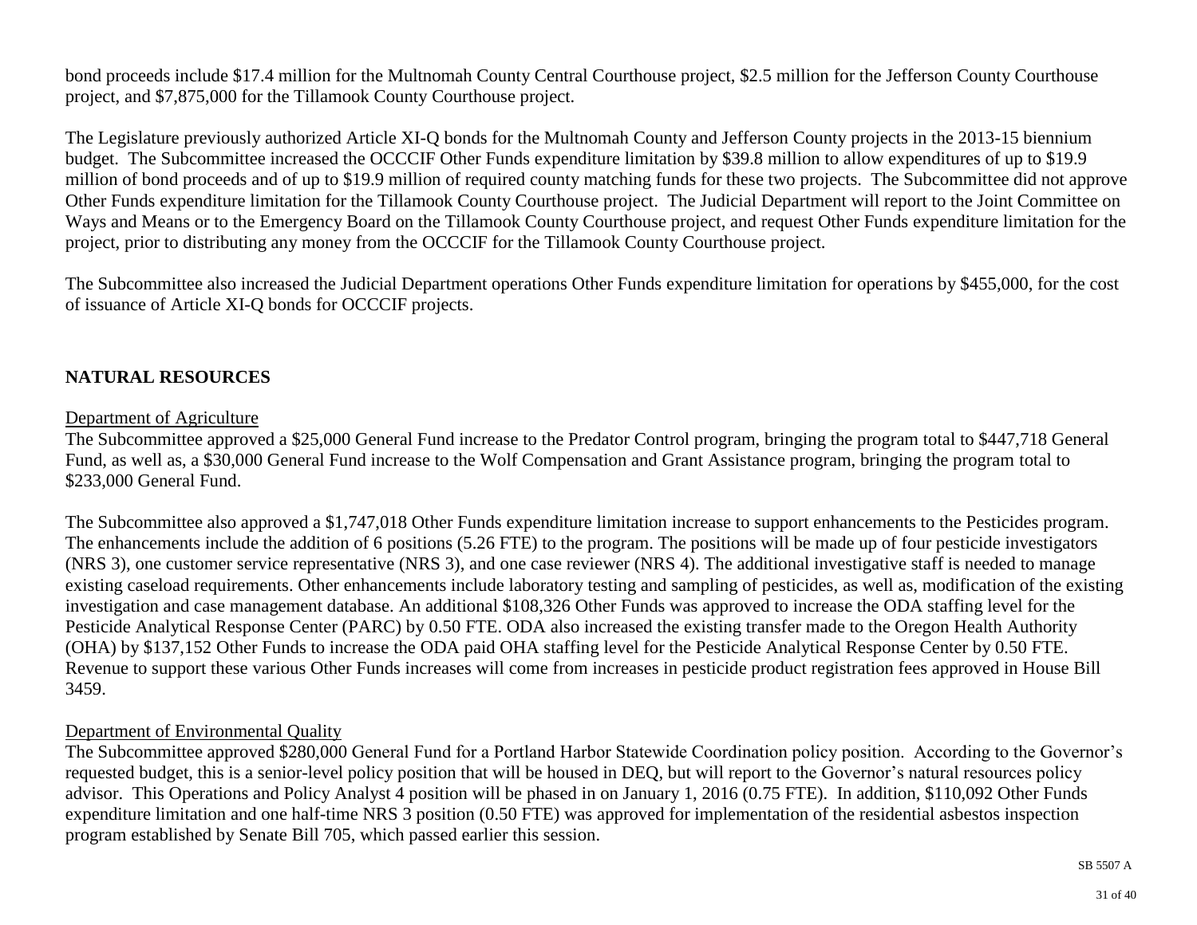bond proceeds include $17.4 million for the Multnomah County Central Courthouse project, $2.5 million for the Jefferson County Courthouse project, and $7,875,000 for the Tillamook County Courthouse project.

The Legislature previously authorized Article XI-Q bonds for the Multnomah County and Jefferson County projects in the 2013-15 biennium budget. The Subcommittee increased the OCCCIF Other Funds expenditure limitation by $39.8 million to allow expenditures of up to $19.9 million of bond proceeds and of up to $19.9 million of required county matching funds for these two projects. The Subcommittee did not approve Other Funds expenditure limitation for the Tillamook County Courthouse project. The Judicial Department will report to the Joint Committee on Ways and Means or to the Emergency Board on the Tillamook County Courthouse project, and request Other Funds expenditure limitation for the project, prior to distributing any money from the OCCCIF for the Tillamook County Courthouse project.

The Subcommittee also increased the Judicial Department operations Other Funds expenditure limitation for operations by $455,000, for the cost of issuance of Article XI-Q bonds for OCCCIF projects.

## NATURAL RESOURCES

### Department of Agriculture

The Subcommittee approved a $25,000 General Fund increase to the Predator Control program, bringing the program total to $447,718 General Fund, as well as, a $30,000 General Fund increase to the Wolf Compensation and Grant Assistance program, bringing the program total to $233,000 General Fund.

The Subcommittee also approved a $1,747,018 Other Funds expenditure limitation increase to support enhancements to the Pesticides program. The enhancements include the addition of 6 positions (5.26 FTE) to the program. The positions will be made up of four pesticide investigators (NRS 3), one customer service representative (NRS 3), and one case reviewer (NRS 4). The additional investigative staff is needed to manage existing caseload requirements. Other enhancements include laboratory testing and sampling of pesticides, as well as, modification of the existing investigation and case management database. An additional $108,326 Other Funds was approved to increase the ODA staffing level for the Pesticide Analytical Response Center (PARC) by 0.50 FTE. ODA also increased the existing transfer made to the Oregon Health Authority (OHA) by $137,152 Other Funds to increase the ODA paid OHA staffing level for the Pesticide Analytical Response Center by 0.50 FTE. Revenue to support these various Other Funds increases will come from increases in pesticide product registration fees approved in House Bill 3459.

### Department of Environmental Quality

The Subcommittee approved $280,000 General Fund for a Portland Harbor Statewide Coordination policy position. According to the Governor's requested budget, this is a senior-level policy position that will be housed in DEQ, but will report to the Governor's natural resources policy advisor. This Operations and Policy Analyst 4 position will be phased in on January 1, 2016 (0.75 FTE). In addition, $110,092 Other Funds expenditure limitation and one half-time NRS 3 position (0.50 FTE) was approved for implementation of the residential asbestos inspection program established by Senate Bill 705, which passed earlier this session.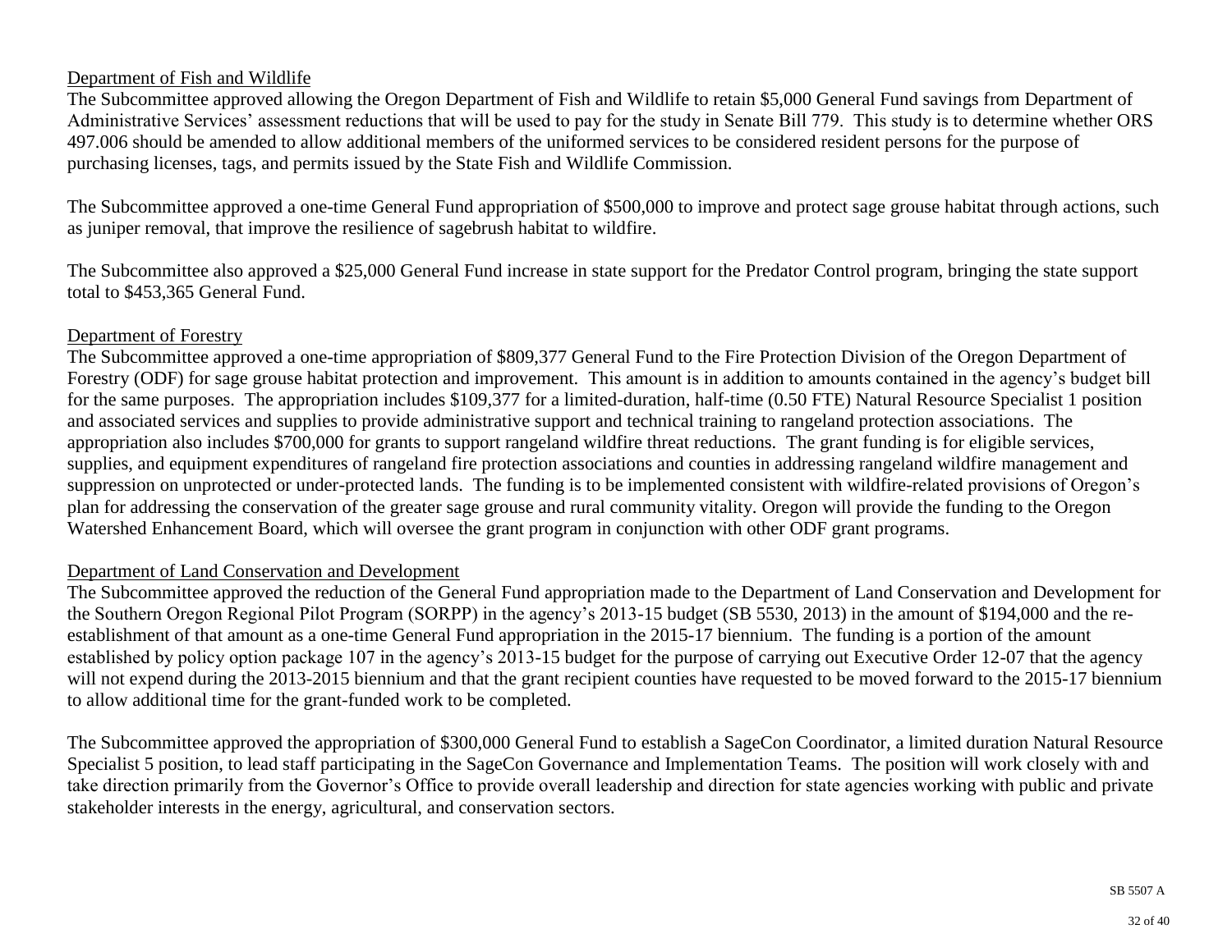Department of Fish and Wildlife

The Subcommittee approved allowing the Oregon Department of Fish and Wildlife to retain $5,000 General Fund savings from Department of Administrative Services' assessment reductions that will be used to pay for the study in Senate Bill 779. This study is to determine whether ORS 497.006 should be amended to allow additional members of the uniformed services to be considered resident persons for the purpose of purchasing licenses, tags, and permits issued by the State Fish and Wildlife Commission.

The Subcommittee approved a one-time General Fund appropriation of $500,000 to improve and protect sage grouse habitat through actions, such as juniper removal, that improve the resilience of sagebrush habitat to wildfire.

The Subcommittee also approved a $25,000 General Fund increase in state support for the Predator Control program, bringing the state support total to $453,365 General Fund.

Department of Forestry

The Subcommittee approved a one-time appropriation of $809,377 General Fund to the Fire Protection Division of the Oregon Department of Forestry (ODF) for sage grouse habitat protection and improvement. This amount is in addition to amounts contained in the agency's budget bill for the same purposes. The appropriation includes $109,377 for a limited-duration, half-time (0.50 FTE) Natural Resource Specialist 1 position and associated services and supplies to provide administrative support and technical training to rangeland protection associations. The appropriation also includes $700,000 for grants to support rangeland wildfire threat reductions. The grant funding is for eligible services, supplies, and equipment expenditures of rangeland fire protection associations and counties in addressing rangeland wildfire management and suppression on unprotected or under-protected lands. The funding is to be implemented consistent with wildfire-related provisions of Oregon's plan for addressing the conservation of the greater sage grouse and rural community vitality. Oregon will provide the funding to the Oregon Watershed Enhancement Board, which will oversee the grant program in conjunction with other ODF grant programs.

Department of Land Conservation and Development

The Subcommittee approved the reduction of the General Fund appropriation made to the Department of Land Conservation and Development for the Southern Oregon Regional Pilot Program (SORPP) in the agency's 2013-15 budget (SB 5530, 2013) in the amount of $194,000 and the re-establishment of that amount as a one-time General Fund appropriation in the 2015-17 biennium. The funding is a portion of the amount established by policy option package 107 in the agency's 2013-15 budget for the purpose of carrying out Executive Order 12-07 that the agency will not expend during the 2013-2015 biennium and that the grant recipient counties have requested to be moved forward to the 2015-17 biennium to allow additional time for the grant-funded work to be completed.

The Subcommittee approved the appropriation of $300,000 General Fund to establish a SageCon Coordinator, a limited duration Natural Resource Specialist 5 position, to lead staff participating in the SageCon Governance and Implementation Teams. The position will work closely with and take direction primarily from the Governor's Office to provide overall leadership and direction for state agencies working with public and private stakeholder interests in the energy, agricultural, and conservation sectors.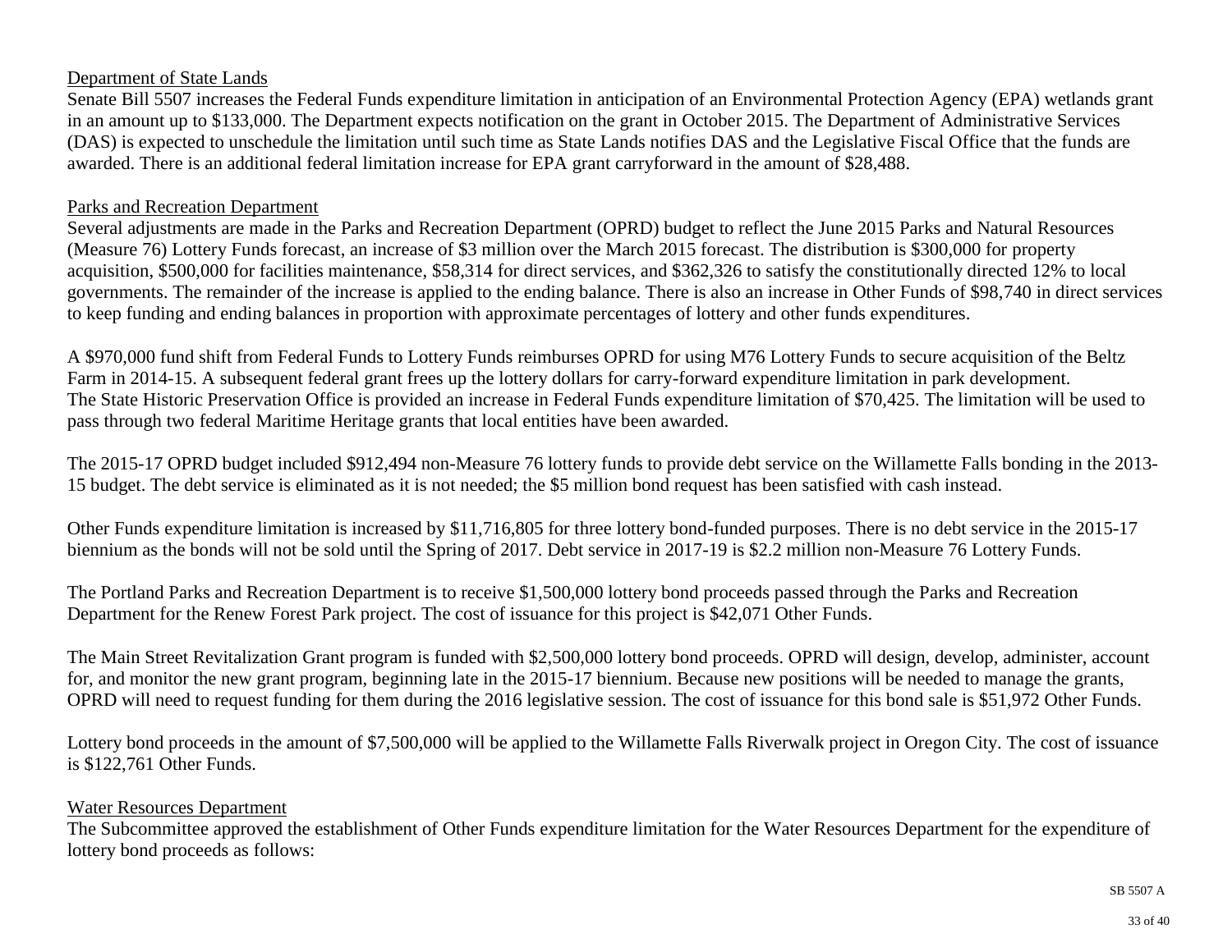Department of State Lands

Senate Bill 5507 increases the Federal Funds expenditure limitation in anticipation of an Environmental Protection Agency (EPA) wetlands grant in an amount up to $133,000. The Department expects notification on the grant in October 2015. The Department of Administrative Services (DAS) is expected to unschedule the limitation until such time as State Lands notifies DAS and the Legislative Fiscal Office that the funds are awarded. There is an additional federal limitation increase for EPA grant carryforward in the amount of $28,488.

Parks and Recreation Department

Several adjustments are made in the Parks and Recreation Department (OPRD) budget to reflect the June 2015 Parks and Natural Resources (Measure 76) Lottery Funds forecast, an increase of $3 million over the March 2015 forecast. The distribution is $300,000 for property acquisition, $500,000 for facilities maintenance, $58,314 for direct services, and $362,326 to satisfy the constitutionally directed 12% to local governments. The remainder of the increase is applied to the ending balance. There is also an increase in Other Funds of $98,740 in direct services to keep funding and ending balances in proportion with approximate percentages of lottery and other funds expenditures.

A $970,000 fund shift from Federal Funds to Lottery Funds reimburses OPRD for using M76 Lottery Funds to secure acquisition of the Beltz Farm in 2014-15. A subsequent federal grant frees up the lottery dollars for carry-forward expenditure limitation in park development. The State Historic Preservation Office is provided an increase in Federal Funds expenditure limitation of $70,425. The limitation will be used to pass through two federal Maritime Heritage grants that local entities have been awarded.

The 2015-17 OPRD budget included $912,494 non-Measure 76 lottery funds to provide debt service on the Willamette Falls bonding in the 2013-15 budget. The debt service is eliminated as it is not needed; the $5 million bond request has been satisfied with cash instead.

Other Funds expenditure limitation is increased by $11,716,805 for three lottery bond-funded purposes. There is no debt service in the 2015-17 biennium as the bonds will not be sold until the Spring of 2017. Debt service in 2017-19 is $2.2 million non-Measure 76 Lottery Funds.

The Portland Parks and Recreation Department is to receive $1,500,000 lottery bond proceeds passed through the Parks and Recreation Department for the Renew Forest Park project. The cost of issuance for this project is $42,071 Other Funds.

The Main Street Revitalization Grant program is funded with $2,500,000 lottery bond proceeds. OPRD will design, develop, administer, account for, and monitor the new grant program, beginning late in the 2015-17 biennium. Because new positions will be needed to manage the grants, OPRD will need to request funding for them during the 2016 legislative session. The cost of issuance for this bond sale is $51,972 Other Funds.

Lottery bond proceeds in the amount of $7,500,000 will be applied to the Willamette Falls Riverwalk project in Oregon City. The cost of issuance is $122,761 Other Funds.

Water Resources Department

The Subcommittee approved the establishment of Other Funds expenditure limitation for the Water Resources Department for the expenditure of lottery bond proceeds as follows: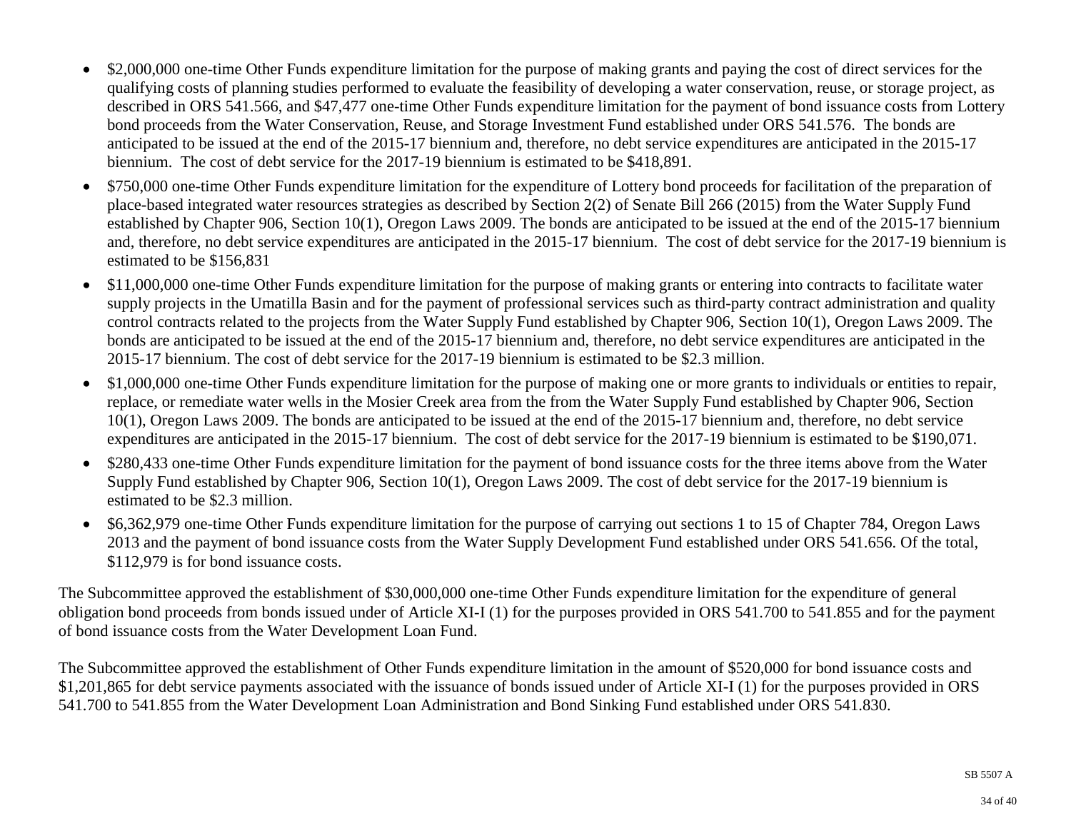- $2,000,000 one-time Other Funds expenditure limitation for the purpose of making grants and paying the cost of direct services for the qualifying costs of planning studies performed to evaluate the feasibility of developing a water conservation, reuse, or storage project, as described in ORS 541.566, and $47,477 one-time Other Funds expenditure limitation for the payment of bond issuance costs from Lottery bond proceeds from the Water Conservation, Reuse, and Storage Investment Fund established under ORS 541.576. The bonds are anticipated to be issued at the end of the 2015-17 biennium and, therefore, no debt service expenditures are anticipated in the 2015-17 biennium. The cost of debt service for the 2017-19 biennium is estimated to be $418,891.
- $750,000 one-time Other Funds expenditure limitation for the expenditure of Lottery bond proceeds for facilitation of the preparation of place-based integrated water resources strategies as described by Section 2(2) of Senate Bill 266 (2015) from the Water Supply Fund established by Chapter 906, Section 10(1), Oregon Laws 2009. The bonds are anticipated to be issued at the end of the 2015-17 biennium and, therefore, no debt service expenditures are anticipated in the 2015-17 biennium. The cost of debt service for the 2017-19 biennium is estimated to be $156,831
- $11,000,000 one-time Other Funds expenditure limitation for the purpose of making grants or entering into contracts to facilitate water supply projects in the Umatilla Basin and for the payment of professional services such as third-party contract administration and quality control contracts related to the projects from the Water Supply Fund established by Chapter 906, Section 10(1), Oregon Laws 2009. The bonds are anticipated to be issued at the end of the 2015-17 biennium and, therefore, no debt service expenditures are anticipated in the 2015-17 biennium. The cost of debt service for the 2017-19 biennium is estimated to be $2.3 million.
- $1,000,000 one-time Other Funds expenditure limitation for the purpose of making one or more grants to individuals or entities to repair, replace, or remediate water wells in the Mosier Creek area from the from the Water Supply Fund established by Chapter 906, Section 10(1), Oregon Laws 2009. The bonds are anticipated to be issued at the end of the 2015-17 biennium and, therefore, no debt service expenditures are anticipated in the 2015-17 biennium. The cost of debt service for the 2017-19 biennium is estimated to be $190,071.
- $280,433 one-time Other Funds expenditure limitation for the payment of bond issuance costs for the three items above from the Water Supply Fund established by Chapter 906, Section 10(1), Oregon Laws 2009. The cost of debt service for the 2017-19 biennium is estimated to be $2.3 million.
- $6,362,979 one-time Other Funds expenditure limitation for the purpose of carrying out sections 1 to 15 of Chapter 784, Oregon Laws 2013 and the payment of bond issuance costs from the Water Supply Development Fund established under ORS 541.656. Of the total, $112,979 is for bond issuance costs.

The Subcommittee approved the establishment of $30,000,000 one-time Other Funds expenditure limitation for the expenditure of general obligation bond proceeds from bonds issued under of Article XI-I (1) for the purposes provided in ORS 541.700 to 541.855 and for the payment of bond issuance costs from the Water Development Loan Fund.

The Subcommittee approved the establishment of Other Funds expenditure limitation in the amount of $520,000 for bond issuance costs and $1,201,865 for debt service payments associated with the issuance of bonds issued under of Article XI-I (1) for the purposes provided in ORS 541.700 to 541.855 from the Water Development Loan Administration and Bond Sinking Fund established under ORS 541.830.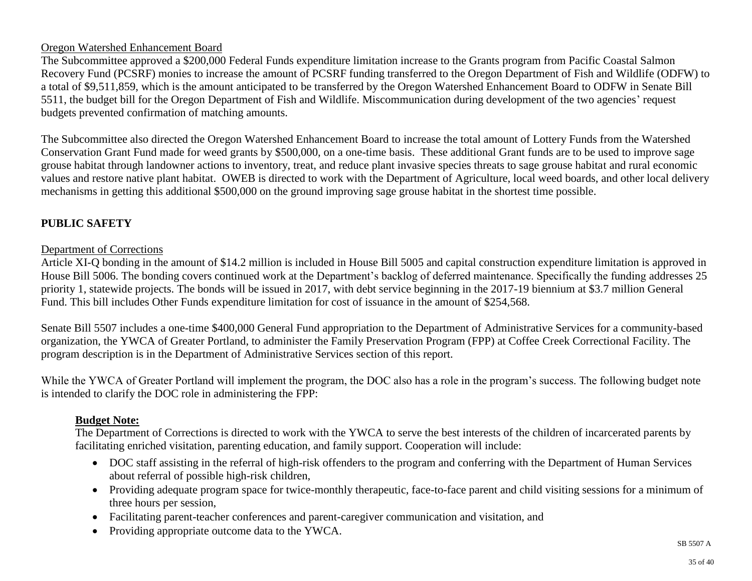Oregon Watershed Enhancement Board

The Subcommittee approved a $200,000 Federal Funds expenditure limitation increase to the Grants program from Pacific Coastal Salmon Recovery Fund (PCSRF) monies to increase the amount of PCSRF funding transferred to the Oregon Department of Fish and Wildlife (ODFW) to a total of $9,511,859, which is the amount anticipated to be transferred by the Oregon Watershed Enhancement Board to ODFW in Senate Bill 5511, the budget bill for the Oregon Department of Fish and Wildlife. Miscommunication during development of the two agencies' request budgets prevented confirmation of matching amounts.

The Subcommittee also directed the Oregon Watershed Enhancement Board to increase the total amount of Lottery Funds from the Watershed Conservation Grant Fund made for weed grants by $500,000, on a one-time basis. These additional Grant funds are to be used to improve sage grouse habitat through landowner actions to inventory, treat, and reduce plant invasive species threats to sage grouse habitat and rural economic values and restore native plant habitat. OWEB is directed to work with the Department of Agriculture, local weed boards, and other local delivery mechanisms in getting this additional $500,000 on the ground improving sage grouse habitat in the shortest time possible.

## PUBLIC SAFETY

Department of Corrections

Article XI-Q bonding in the amount of $14.2 million is included in House Bill 5005 and capital construction expenditure limitation is approved in House Bill 5006. The bonding covers continued work at the Department's backlog of deferred maintenance. Specifically the funding addresses 25 priority 1, statewide projects. The bonds will be issued in 2017, with debt service beginning in the 2017-19 biennium at $3.7 million General Fund. This bill includes Other Funds expenditure limitation for cost of issuance in the amount of $254,568.

Senate Bill 5507 includes a one-time $400,000 General Fund appropriation to the Department of Administrative Services for a community-based organization, the YWCA of Greater Portland, to administer the Family Preservation Program (FPP) at Coffee Creek Correctional Facility. The program description is in the Department of Administrative Services section of this report.

While the YWCA of Greater Portland will implement the program, the DOC also has a role in the program's success. The following budget note is intended to clarify the DOC role in administering the FPP:

**Budget Note:**

The Department of Corrections is directed to work with the YWCA to serve the best interests of the children of incarcerated parents by facilitating enriched visitation, parenting education, and family support. Cooperation will include:

- DOC staff assisting in the referral of high-risk offenders to the program and conferring with the Department of Human Services about referral of possible high-risk children,
- Providing adequate program space for twice-monthly therapeutic, face-to-face parent and child visiting sessions for a minimum of three hours per session,
- Facilitating parent-teacher conferences and parent-caregiver communication and visitation, and
- Providing appropriate outcome data to the YWCA.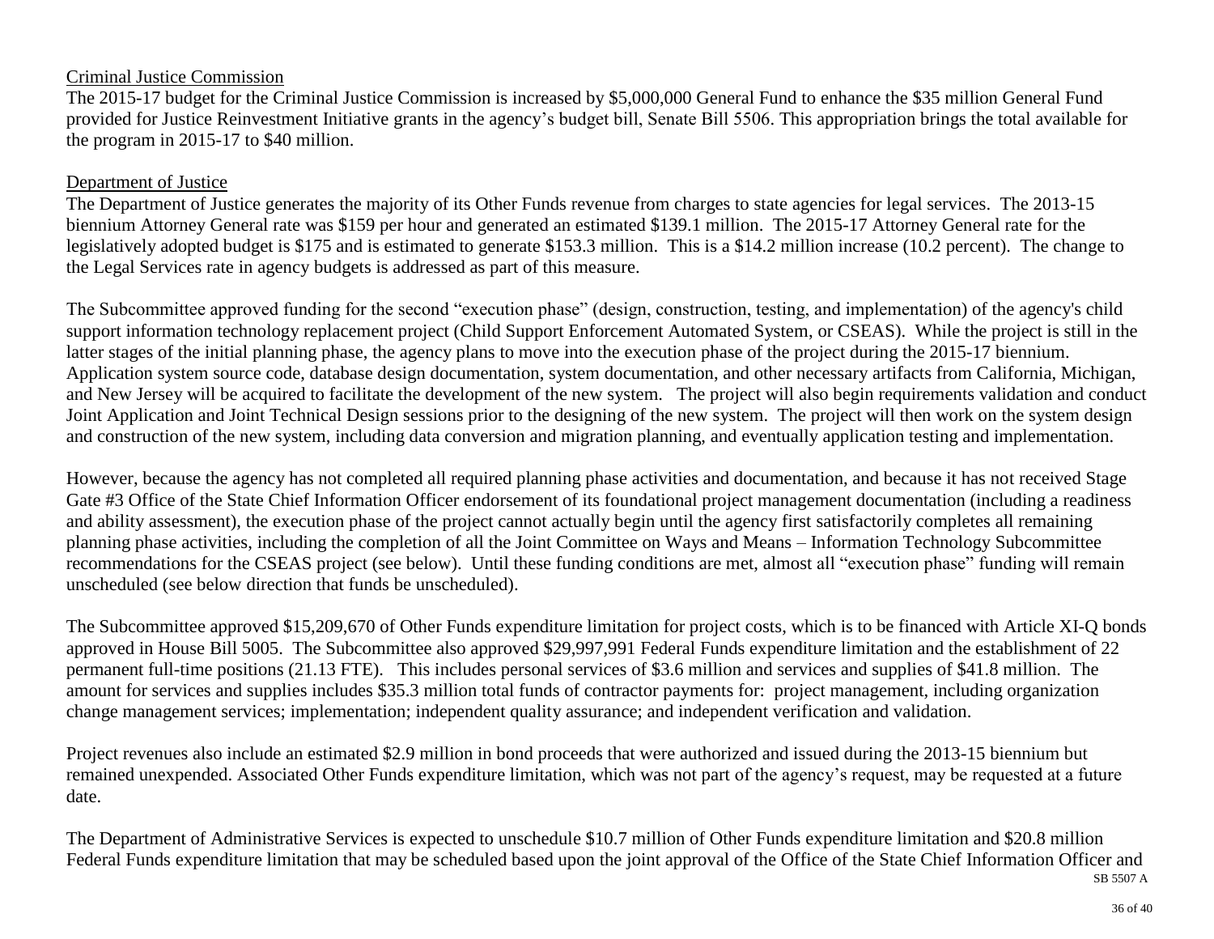Criminal Justice Commission

The 2015-17 budget for the Criminal Justice Commission is increased by $5,000,000 General Fund to enhance the $35 million General Fund provided for Justice Reinvestment Initiative grants in the agency's budget bill, Senate Bill 5506. This appropriation brings the total available for the program in 2015-17 to $40 million.

Department of Justice

The Department of Justice generates the majority of its Other Funds revenue from charges to state agencies for legal services. The 2013-15 biennium Attorney General rate was $159 per hour and generated an estimated $139.1 million. The 2015-17 Attorney General rate for the legislatively adopted budget is $175 and is estimated to generate $153.3 million. This is a $14.2 million increase (10.2 percent). The change to the Legal Services rate in agency budgets is addressed as part of this measure.

The Subcommittee approved funding for the second "execution phase" (design, construction, testing, and implementation) of the agency's child support information technology replacement project (Child Support Enforcement Automated System, or CSEAS). While the project is still in the latter stages of the initial planning phase, the agency plans to move into the execution phase of the project during the 2015-17 biennium. Application system source code, database design documentation, system documentation, and other necessary artifacts from California, Michigan, and New Jersey will be acquired to facilitate the development of the new system. The project will also begin requirements validation and conduct Joint Application and Joint Technical Design sessions prior to the designing of the new system. The project will then work on the system design and construction of the new system, including data conversion and migration planning, and eventually application testing and implementation.

However, because the agency has not completed all required planning phase activities and documentation, and because it has not received Stage Gate #3 Office of the State Chief Information Officer endorsement of its foundational project management documentation (including a readiness and ability assessment), the execution phase of the project cannot actually begin until the agency first satisfactorily completes all remaining planning phase activities, including the completion of all the Joint Committee on Ways and Means – Information Technology Subcommittee recommendations for the CSEAS project (see below). Until these funding conditions are met, almost all "execution phase" funding will remain unscheduled (see below direction that funds be unscheduled).

The Subcommittee approved $15,209,670 of Other Funds expenditure limitation for project costs, which is to be financed with Article XI-Q bonds approved in House Bill 5005. The Subcommittee also approved $29,997,991 Federal Funds expenditure limitation and the establishment of 22 permanent full-time positions (21.13 FTE). This includes personal services of $3.6 million and services and supplies of $41.8 million. The amount for services and supplies includes $35.3 million total funds of contractor payments for: project management, including organization change management services; implementation; independent quality assurance; and independent verification and validation.

Project revenues also include an estimated $2.9 million in bond proceeds that were authorized and issued during the 2013-15 biennium but remained unexpended. Associated Other Funds expenditure limitation, which was not part of the agency's request, may be requested at a future date.

The Department of Administrative Services is expected to unschedule $10.7 million of Other Funds expenditure limitation and $20.8 million Federal Funds expenditure limitation that may be scheduled based upon the joint approval of the Office of the State Chief Information Officer and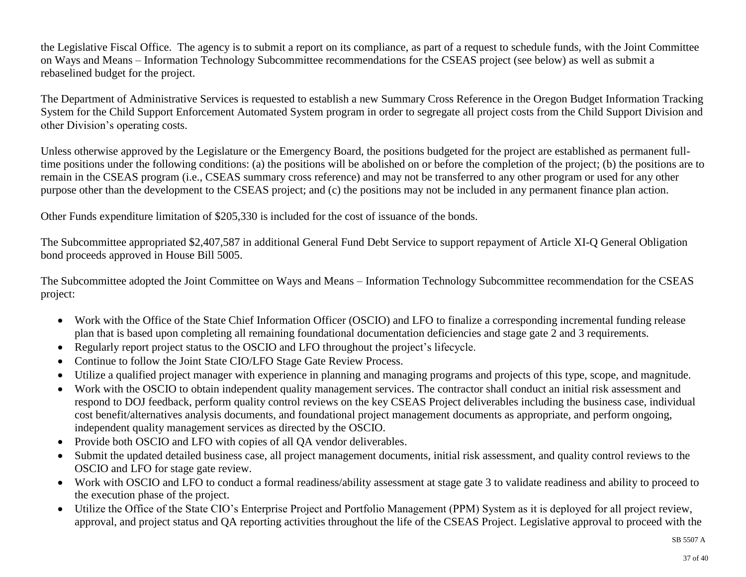the Legislative Fiscal Office. The agency is to submit a report on its compliance, as part of a request to schedule funds, with the Joint Committee on Ways and Means – Information Technology Subcommittee recommendations for the CSEAS project (see below) as well as submit a rebaselined budget for the project.

The Department of Administrative Services is requested to establish a new Summary Cross Reference in the Oregon Budget Information Tracking System for the Child Support Enforcement Automated System program in order to segregate all project costs from the Child Support Division and other Division's operating costs.

Unless otherwise approved by the Legislature or the Emergency Board, the positions budgeted for the project are established as permanent full-time positions under the following conditions: (a) the positions will be abolished on or before the completion of the project; (b) the positions are to remain in the CSEAS program (i.e., CSEAS summary cross reference) and may not be transferred to any other program or used for any other purpose other than the development to the CSEAS project; and (c) the positions may not be included in any permanent finance plan action.

Other Funds expenditure limitation of $205,330 is included for the cost of issuance of the bonds.

The Subcommittee appropriated $2,407,587 in additional General Fund Debt Service to support repayment of Article XI-Q General Obligation bond proceeds approved in House Bill 5005.

The Subcommittee adopted the Joint Committee on Ways and Means – Information Technology Subcommittee recommendation for the CSEAS project:

- Work with the Office of the State Chief Information Officer (OSCIO) and LFO to finalize a corresponding incremental funding release plan that is based upon completing all remaining foundational documentation deficiencies and stage gate 2 and 3 requirements.
- Regularly report project status to the OSCIO and LFO throughout the project's lifecycle.
- Continue to follow the Joint State CIO/LFO Stage Gate Review Process.
- Utilize a qualified project manager with experience in planning and managing programs and projects of this type, scope, and magnitude.
- Work with the OSCIO to obtain independent quality management services. The contractor shall conduct an initial risk assessment and respond to DOJ feedback, perform quality control reviews on the key CSEAS Project deliverables including the business case, individual cost benefit/alternatives analysis documents, and foundational project management documents as appropriate, and perform ongoing, independent quality management services as directed by the OSCIO.
- Provide both OSCIO and LFO with copies of all QA vendor deliverables.
- Submit the updated detailed business case, all project management documents, initial risk assessment, and quality control reviews to the OSCIO and LFO for stage gate review.
- Work with OSCIO and LFO to conduct a formal readiness/ability assessment at stage gate 3 to validate readiness and ability to proceed to the execution phase of the project.
- Utilize the Office of the State CIO's Enterprise Project and Portfolio Management (PPM) System as it is deployed for all project review, approval, and project status and QA reporting activities throughout the life of the CSEAS Project. Legislative approval to proceed with the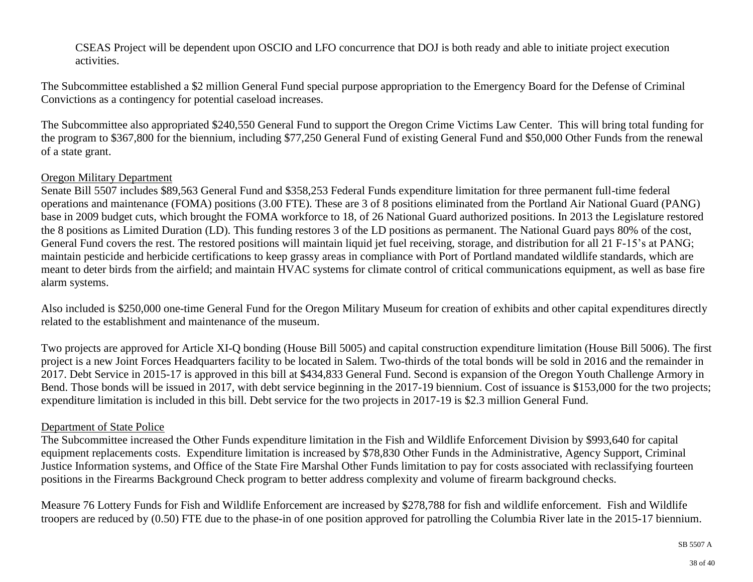CSEAS Project will be dependent upon OSCIO and LFO concurrence that DOJ is both ready and able to initiate project execution activities.

The Subcommittee established a $2 million General Fund special purpose appropriation to the Emergency Board for the Defense of Criminal Convictions as a contingency for potential caseload increases.

The Subcommittee also appropriated $240,550 General Fund to support the Oregon Crime Victims Law Center. This will bring total funding for the program to $367,800 for the biennium, including $77,250 General Fund of existing General Fund and $50,000 Other Funds from the renewal of a state grant.

Oregon Military Department

Senate Bill 5507 includes $89,563 General Fund and $358,253 Federal Funds expenditure limitation for three permanent full-time federal operations and maintenance (FOMA) positions (3.00 FTE). These are 3 of 8 positions eliminated from the Portland Air National Guard (PANG) base in 2009 budget cuts, which brought the FOMA workforce to 18, of 26 National Guard authorized positions. In 2013 the Legislature restored the 8 positions as Limited Duration (LD). This funding restores 3 of the LD positions as permanent. The National Guard pays 80% of the cost, General Fund covers the rest. The restored positions will maintain liquid jet fuel receiving, storage, and distribution for all 21 F-15's at PANG; maintain pesticide and herbicide certifications to keep grassy areas in compliance with Port of Portland mandated wildlife standards, which are meant to deter birds from the airfield; and maintain HVAC systems for climate control of critical communications equipment, as well as base fire alarm systems.

Also included is $250,000 one-time General Fund for the Oregon Military Museum for creation of exhibits and other capital expenditures directly related to the establishment and maintenance of the museum.

Two projects are approved for Article XI-Q bonding (House Bill 5005) and capital construction expenditure limitation (House Bill 5006). The first project is a new Joint Forces Headquarters facility to be located in Salem. Two-thirds of the total bonds will be sold in 2016 and the remainder in 2017. Debt Service in 2015-17 is approved in this bill at $434,833 General Fund. Second is expansion of the Oregon Youth Challenge Armory in Bend. Those bonds will be issued in 2017, with debt service beginning in the 2017-19 biennium. Cost of issuance is $153,000 for the two projects; expenditure limitation is included in this bill. Debt service for the two projects in 2017-19 is $2.3 million General Fund.

Department of State Police

The Subcommittee increased the Other Funds expenditure limitation in the Fish and Wildlife Enforcement Division by $993,640 for capital equipment replacements costs. Expenditure limitation is increased by $78,830 Other Funds in the Administrative, Agency Support, Criminal Justice Information systems, and Office of the State Fire Marshal Other Funds limitation to pay for costs associated with reclassifying fourteen positions in the Firearms Background Check program to better address complexity and volume of firearm background checks.

Measure 76 Lottery Funds for Fish and Wildlife Enforcement are increased by $278,788 for fish and wildlife enforcement. Fish and Wildlife troopers are reduced by (0.50) FTE due to the phase-in of one position approved for patrolling the Columbia River late in the 2015-17 biennium.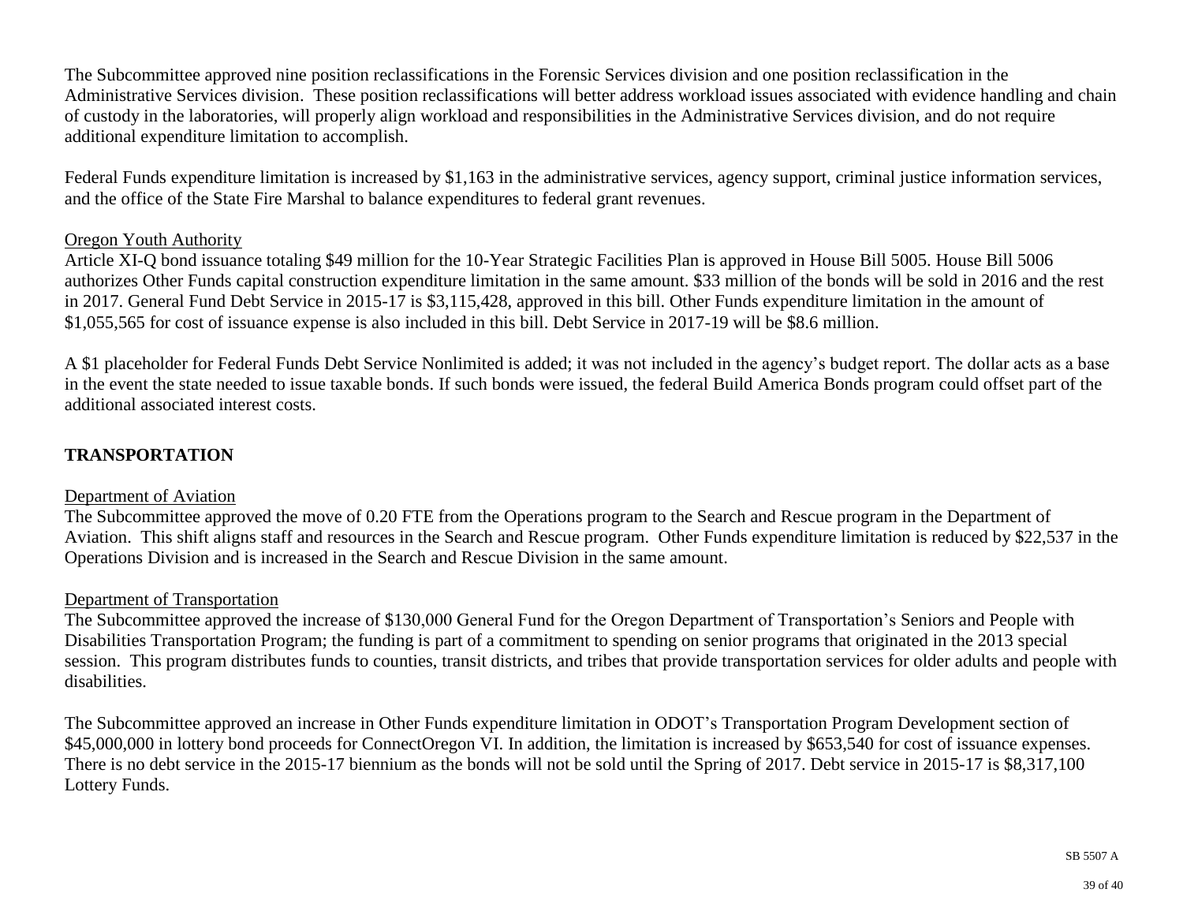The Subcommittee approved nine position reclassifications in the Forensic Services division and one position reclassification in the Administrative Services division. These position reclassifications will better address workload issues associated with evidence handling and chain of custody in the laboratories, will properly align workload and responsibilities in the Administrative Services division, and do not require additional expenditure limitation to accomplish.

Federal Funds expenditure limitation is increased by $1,163 in the administrative services, agency support, criminal justice information services, and the office of the State Fire Marshal to balance expenditures to federal grant revenues.

<u>Oregon Youth Authority</u>

Article XI-Q bond issuance totaling $49 million for the 10-Year Strategic Facilities Plan is approved in House Bill 5005. House Bill 5006 authorizes Other Funds capital construction expenditure limitation in the same amount. $33 million of the bonds will be sold in 2016 and the rest in 2017. General Fund Debt Service in 2015-17 is $3,115,428, approved in this bill. Other Funds expenditure limitation in the amount of $1,055,565 for cost of issuance expense is also included in this bill. Debt Service in 2017-19 will be $8.6 million.

A $1 placeholder for Federal Funds Debt Service Nonlimited is added; it was not included in the agency's budget report. The dollar acts as a base in the event the state needed to issue taxable bonds. If such bonds were issued, the federal Build America Bonds program could offset part of the additional associated interest costs.

## TRANSPORTATION

<u>Department of Aviation</u>

The Subcommittee approved the move of 0.20 FTE from the Operations program to the Search and Rescue program in the Department of Aviation. This shift aligns staff and resources in the Search and Rescue program. Other Funds expenditure limitation is reduced by $22,537 in the Operations Division and is increased in the Search and Rescue Division in the same amount.

<u>Department of Transportation</u>

The Subcommittee approved the increase of $130,000 General Fund for the Oregon Department of Transportation's Seniors and People with Disabilities Transportation Program; the funding is part of a commitment to spending on senior programs that originated in the 2013 special session. This program distributes funds to counties, transit districts, and tribes that provide transportation services for older adults and people with disabilities.

The Subcommittee approved an increase in Other Funds expenditure limitation in ODOT's Transportation Program Development section of $45,000,000 in lottery bond proceeds for ConnectOregon VI. In addition, the limitation is increased by $653,540 for cost of issuance expenses. There is no debt service in the 2015-17 biennium as the bonds will not be sold until the Spring of 2017. Debt service in 2015-17 is $8,317,100 Lottery Funds.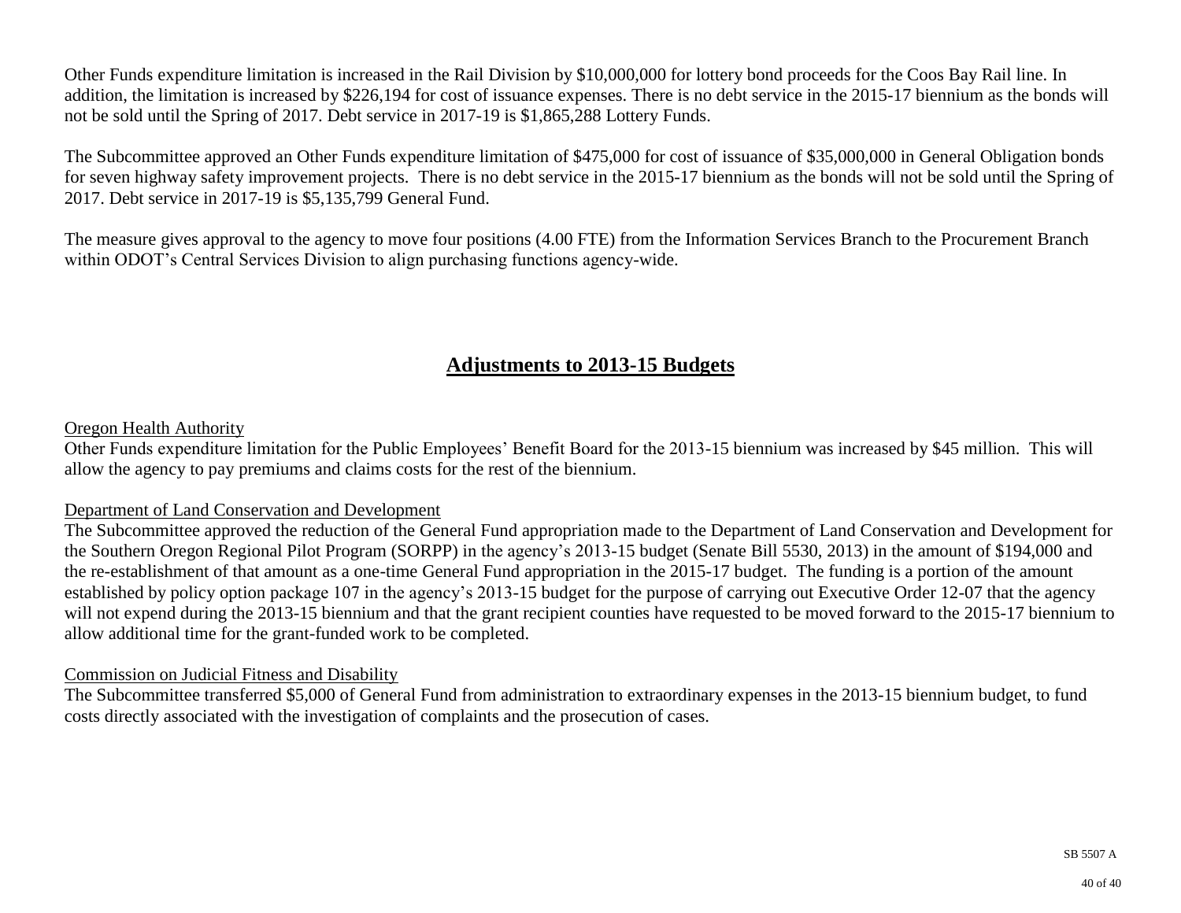Other Funds expenditure limitation is increased in the Rail Division by $10,000,000 for lottery bond proceeds for the Coos Bay Rail line. In addition, the limitation is increased by $226,194 for cost of issuance expenses. There is no debt service in the 2015-17 biennium as the bonds will not be sold until the Spring of 2017. Debt service in 2017-19 is $1,865,288 Lottery Funds.

The Subcommittee approved an Other Funds expenditure limitation of $475,000 for cost of issuance of $35,000,000 in General Obligation bonds for seven highway safety improvement projects. There is no debt service in the 2015-17 biennium as the bonds will not be sold until the Spring of 2017. Debt service in 2017-19 is $5,135,799 General Fund.

The measure gives approval to the agency to move four positions (4.00 FTE) from the Information Services Branch to the Procurement Branch within ODOT's Central Services Division to align purchasing functions agency-wide.

## Adjustments to 2013-15 Budgets

Oregon Health Authority

Other Funds expenditure limitation for the Public Employees' Benefit Board for the 2013-15 biennium was increased by $45 million. This will allow the agency to pay premiums and claims costs for the rest of the biennium.

Department of Land Conservation and Development

The Subcommittee approved the reduction of the General Fund appropriation made to the Department of Land Conservation and Development for the Southern Oregon Regional Pilot Program (SORPP) in the agency's 2013-15 budget (Senate Bill 5530, 2013) in the amount of $194,000 and the re-establishment of that amount as a one-time General Fund appropriation in the 2015-17 budget. The funding is a portion of the amount established by policy option package 107 in the agency's 2013-15 budget for the purpose of carrying out Executive Order 12-07 that the agency will not expend during the 2013-15 biennium and that the grant recipient counties have requested to be moved forward to the 2015-17 biennium to allow additional time for the grant-funded work to be completed.

Commission on Judicial Fitness and Disability

The Subcommittee transferred $5,000 of General Fund from administration to extraordinary expenses in the 2013-15 biennium budget, to fund costs directly associated with the investigation of complaints and the prosecution of cases.